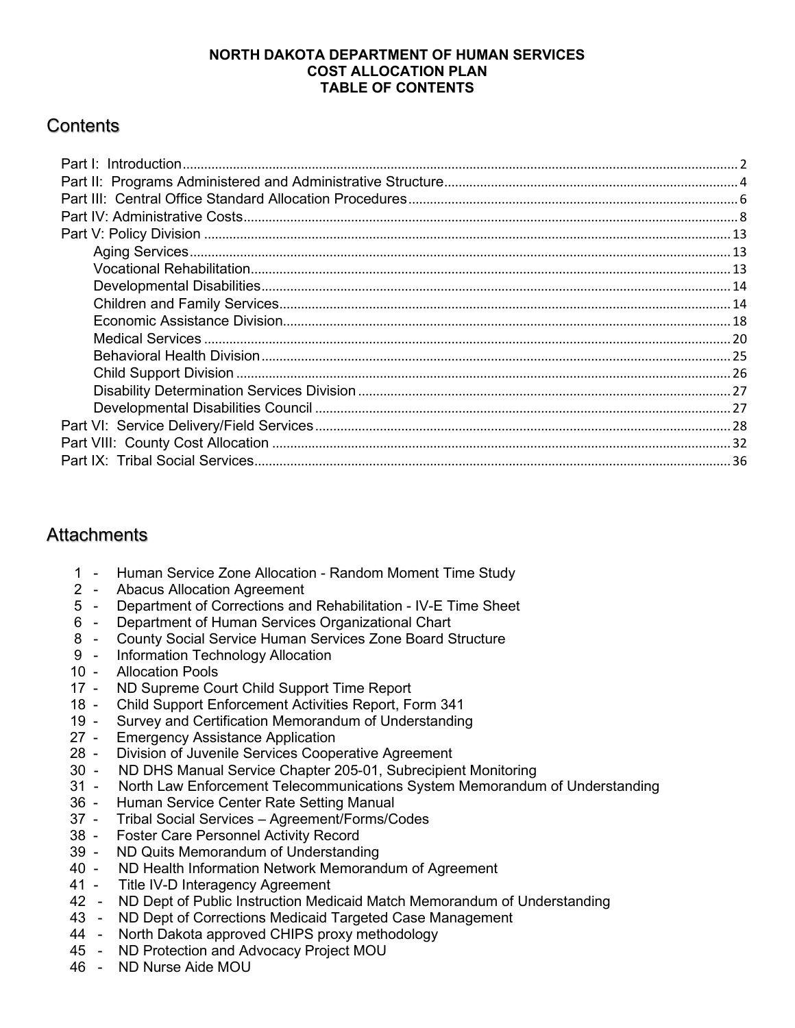**NORTH DAKOTA DEPARTMENT OF HUMAN SERVICES**
**COST ALLOCATION PLAN**
**TABLE OF CONTENTS**

## Contents

- Part I: Introduction ... 2
- Part II: Programs Administered and Administrative Structure ... 4
- Part III: Central Office Standard Allocation Procedures ... 6
- Part IV: Administrative Costs ... 8
- Part V: Policy Division ... 13
  - Aging Services ... 13
  - Vocational Rehabilitation ... 13
  - Developmental Disabilities ... 14
  - Children and Family Services ... 14
  - Economic Assistance Division ... 18
  - Medical Services ... 20
  - Behavioral Health Division ... 25
  - Child Support Division ... 26
  - Disability Determination Services Division ... 27
  - Developmental Disabilities Council ... 27
- Part VI: Service Delivery/Field Services ... 28
- Part VIII: County Cost Allocation ... 32
- Part IX: Tribal Social Services ... 36

## Attachments

- 1 - Human Service Zone Allocation - Random Moment Time Study
- 2 - Abacus Allocation Agreement
- 5 - Department of Corrections and Rehabilitation - IV-E Time Sheet
- 6 - Department of Human Services Organizational Chart
- 8 - County Social Service Human Services Zone Board Structure
- 9 - Information Technology Allocation
- 10 - Allocation Pools
- 17 - ND Supreme Court Child Support Time Report
- 18 - Child Support Enforcement Activities Report, Form 341
- 19 - Survey and Certification Memorandum of Understanding
- 27 - Emergency Assistance Application
- 28 - Division of Juvenile Services Cooperative Agreement
- 30 - ND DHS Manual Service Chapter 205-01, Subrecipient Monitoring
- 31 - North Law Enforcement Telecommunications System Memorandum of Understanding
- 36 - Human Service Center Rate Setting Manual
- 37 - Tribal Social Services – Agreement/Forms/Codes
- 38 - Foster Care Personnel Activity Record
- 39 - ND Quits Memorandum of Understanding
- 40 - ND Health Information Network Memorandum of Agreement
- 41 - Title IV-D Interagency Agreement
- 42 - ND Dept of Public Instruction Medicaid Match Memorandum of Understanding
- 43 - ND Dept of Corrections Medicaid Targeted Case Management
- 44 - North Dakota approved CHIPS proxy methodology
- 45 - ND Protection and Advocacy Project MOU
- 46 - ND Nurse Aide MOU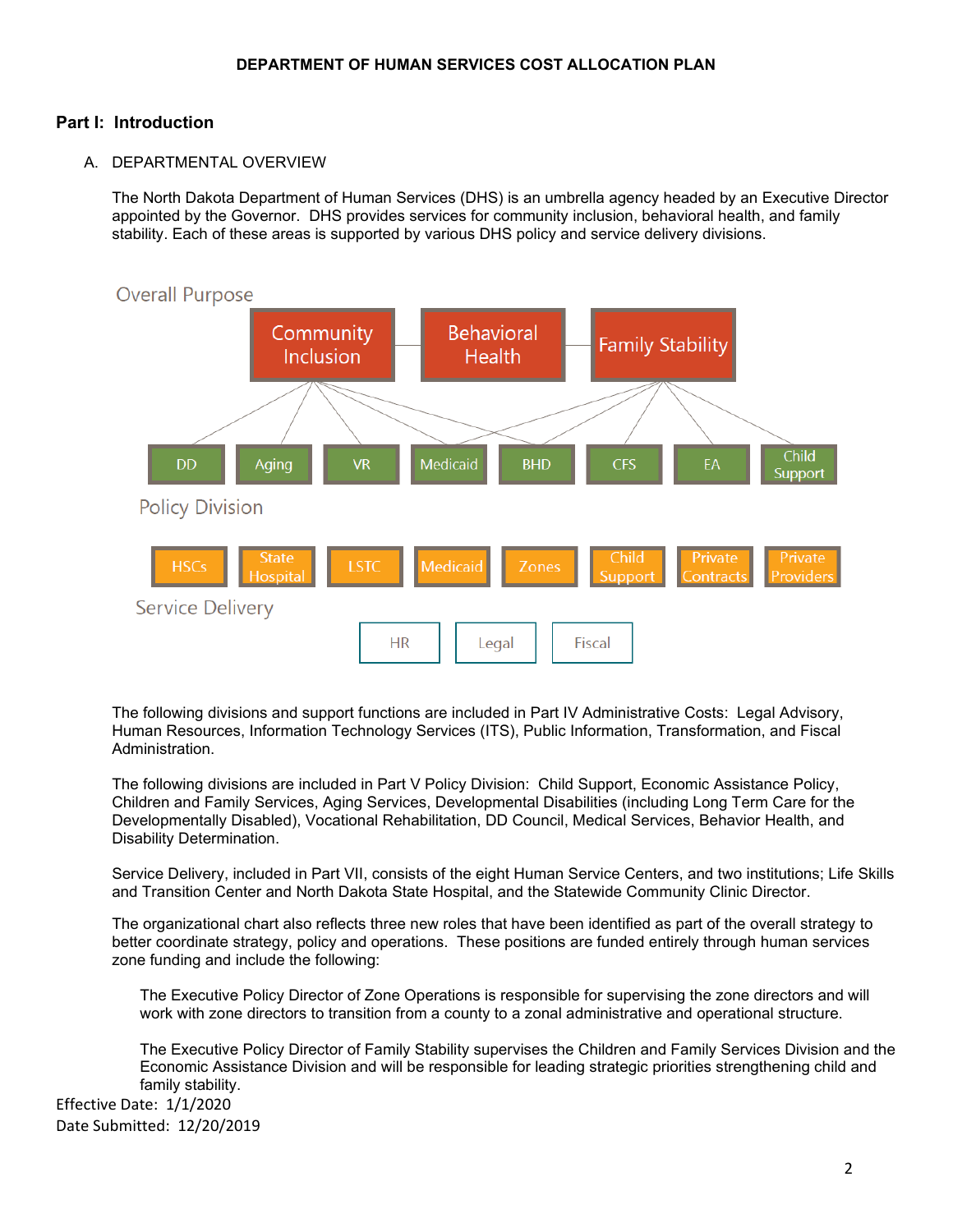# DEPARTMENT OF HUMAN SERVICES COST ALLOCATION PLAN

## Part I: Introduction

### A. DEPARTMENTAL OVERVIEW

The North Dakota Department of Human Services (DHS) is an umbrella agency headed by an Executive Director appointed by the Governor. DHS provides services for community inclusion, behavioral health, and family stability. Each of these areas is supported by various DHS policy and service delivery divisions.

**Overall Purpose**

Community Inclusion | Behavioral Health | Family Stability

**Policy Division**

DD | Aging | VR | Medicaid | BHD | CFS | EA | Child Support

**Service Delivery**

HSCs | State Hospital | LSTC | Medicaid | Zones | Child Support | Private Contracts | Private Providers

HR | Legal | Fiscal

The following divisions and support functions are included in Part IV Administrative Costs: Legal Advisory, Human Resources, Information Technology Services (ITS), Public Information, Transformation, and Fiscal Administration.

The following divisions are included in Part V Policy Division: Child Support, Economic Assistance Policy, Children and Family Services, Aging Services, Developmental Disabilities (including Long Term Care for the Developmentally Disabled), Vocational Rehabilitation, DD Council, Medical Services, Behavior Health, and Disability Determination.

Service Delivery, included in Part VII, consists of the eight Human Service Centers, and two institutions; Life Skills and Transition Center and North Dakota State Hospital, and the Statewide Community Clinic Director.

The organizational chart also reflects three new roles that have been identified as part of the overall strategy to better coordinate strategy, policy and operations. These positions are funded entirely through human services zone funding and include the following:

The Executive Policy Director of Zone Operations is responsible for supervising the zone directors and will work with zone directors to transition from a county to a zonal administrative and operational structure.

The Executive Policy Director of Family Stability supervises the Children and Family Services Division and the Economic Assistance Division and will be responsible for leading strategic priorities strengthening child and family stability.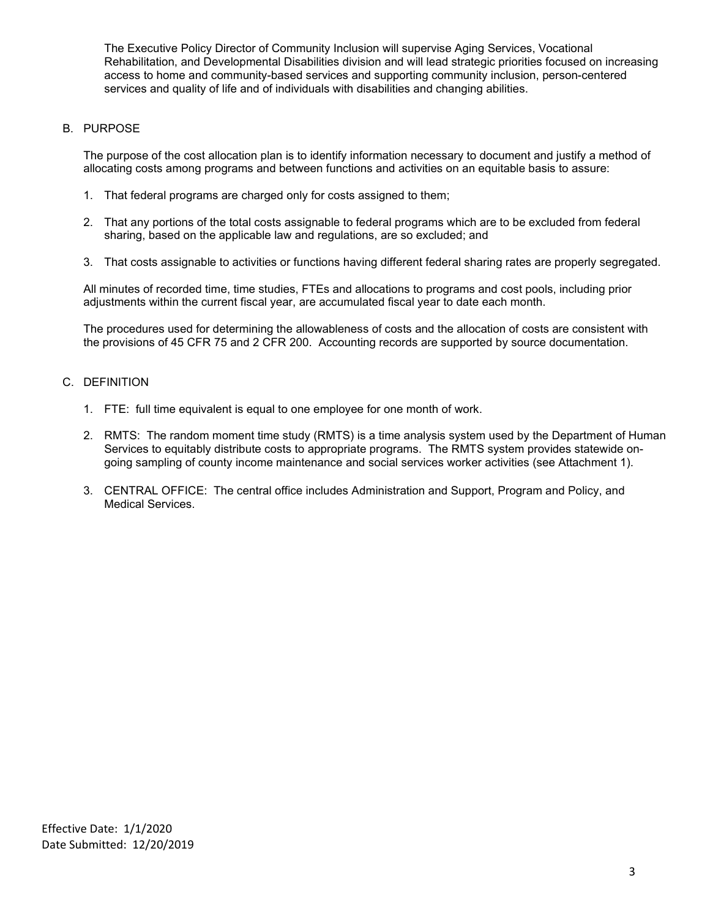The Executive Policy Director of Community Inclusion will supervise Aging Services, Vocational Rehabilitation, and Developmental Disabilities division and will lead strategic priorities focused on increasing access to home and community-based services and supporting community inclusion, person-centered services and quality of life and of individuals with disabilities and changing abilities.

B. PURPOSE

The purpose of the cost allocation plan is to identify information necessary to document and justify a method of allocating costs among programs and between functions and activities on an equitable basis to assure:

1. That federal programs are charged only for costs assigned to them;
2. That any portions of the total costs assignable to federal programs which are to be excluded from federal sharing, based on the applicable law and regulations, are so excluded; and
3. That costs assignable to activities or functions having different federal sharing rates are properly segregated.

All minutes of recorded time, time studies, FTEs and allocations to programs and cost pools, including prior adjustments within the current fiscal year, are accumulated fiscal year to date each month.

The procedures used for determining the allowableness of costs and the allocation of costs are consistent with the provisions of 45 CFR 75 and 2 CFR 200. Accounting records are supported by source documentation.

C. DEFINITION

1. FTE: full time equivalent is equal to one employee for one month of work.
2. RMTS: The random moment time study (RMTS) is a time analysis system used by the Department of Human Services to equitably distribute costs to appropriate programs. The RMTS system provides statewide on-going sampling of county income maintenance and social services worker activities (see Attachment 1).
3. CENTRAL OFFICE: The central office includes Administration and Support, Program and Policy, and Medical Services.

Effective Date: 1/1/2020
Date Submitted: 12/20/2019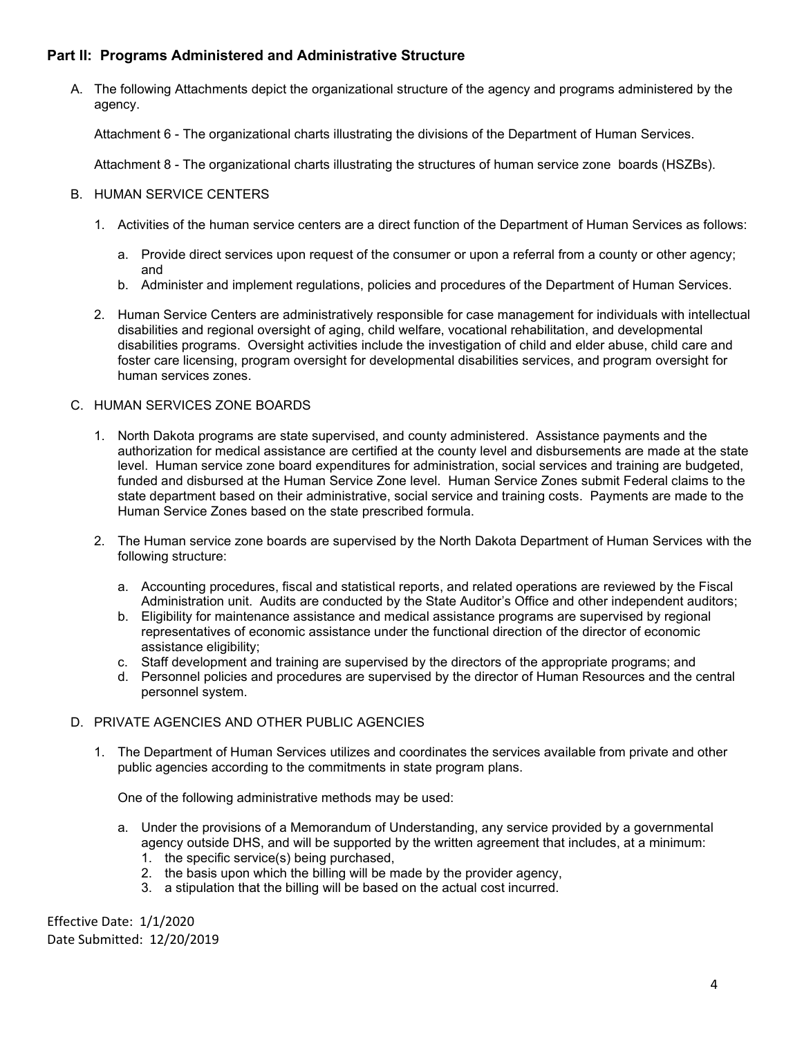## Part II: Programs Administered and Administrative Structure

A. The following Attachments depict the organizational structure of the agency and programs administered by the agency.

   Attachment 6 - The organizational charts illustrating the divisions of the Department of Human Services.

   Attachment 8 - The organizational charts illustrating the structures of human service zone boards (HSZBs).

B. HUMAN SERVICE CENTERS

   1. Activities of the human service centers are a direct function of the Department of Human Services as follows:

      a. Provide direct services upon request of the consumer or upon a referral from a county or other agency; and
      b. Administer and implement regulations, policies and procedures of the Department of Human Services.

   2. Human Service Centers are administratively responsible for case management for individuals with intellectual disabilities and regional oversight of aging, child welfare, vocational rehabilitation, and developmental disabilities programs. Oversight activities include the investigation of child and elder abuse, child care and foster care licensing, program oversight for developmental disabilities services, and program oversight for human services zones.

C. HUMAN SERVICES ZONE BOARDS

   1. North Dakota programs are state supervised, and county administered. Assistance payments and the authorization for medical assistance are certified at the county level and disbursements are made at the state level. Human service zone board expenditures for administration, social services and training are budgeted, funded and disbursed at the Human Service Zone level. Human Service Zones submit Federal claims to the state department based on their administrative, social service and training costs. Payments are made to the Human Service Zones based on the state prescribed formula.

   2. The Human service zone boards are supervised by the North Dakota Department of Human Services with the following structure:

      a. Accounting procedures, fiscal and statistical reports, and related operations are reviewed by the Fiscal Administration unit. Audits are conducted by the State Auditor's Office and other independent auditors;
      b. Eligibility for maintenance assistance and medical assistance programs are supervised by regional representatives of economic assistance under the functional direction of the director of economic assistance eligibility;
      c. Staff development and training are supervised by the directors of the appropriate programs; and
      d. Personnel policies and procedures are supervised by the director of Human Resources and the central personnel system.

D. PRIVATE AGENCIES AND OTHER PUBLIC AGENCIES

   1. The Department of Human Services utilizes and coordinates the services available from private and other public agencies according to the commitments in state program plans.

      One of the following administrative methods may be used:

      a. Under the provisions of a Memorandum of Understanding, any service provided by a governmental agency outside DHS, and will be supported by the written agreement that includes, at a minimum:
         1. the specific service(s) being purchased,
         2. the basis upon which the billing will be made by the provider agency,
         3. a stipulation that the billing will be based on the actual cost incurred.

Effective Date: 1/1/2020
Date Submitted: 12/20/2019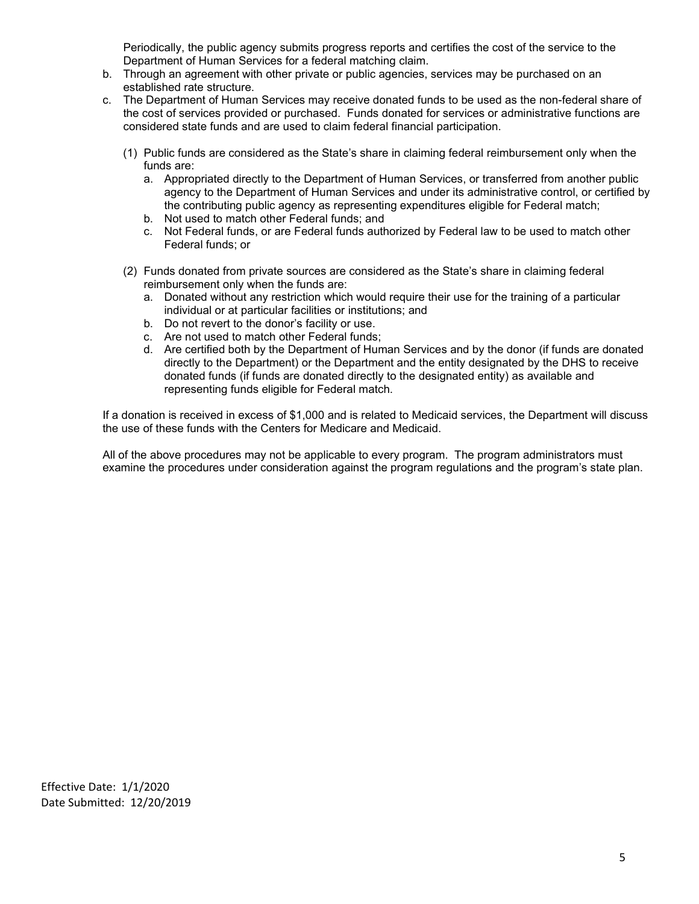Periodically, the public agency submits progress reports and certifies the cost of the service to the Department of Human Services for a federal matching claim.

b. Through an agreement with other private or public agencies, services may be purchased on an established rate structure.

c. The Department of Human Services may receive donated funds to be used as the non-federal share of the cost of services provided or purchased. Funds donated for services or administrative functions are considered state funds and are used to claim federal financial participation.

   (1) Public funds are considered as the State's share in claiming federal reimbursement only when the funds are:
      a. Appropriated directly to the Department of Human Services, or transferred from another public agency to the Department of Human Services and under its administrative control, or certified by the contributing public agency as representing expenditures eligible for Federal match;
      b. Not used to match other Federal funds; and
      c. Not Federal funds, or are Federal funds authorized by Federal law to be used to match other Federal funds; or

   (2) Funds donated from private sources are considered as the State's share in claiming federal reimbursement only when the funds are:
      a. Donated without any restriction which would require their use for the training of a particular individual or at particular facilities or institutions; and
      b. Do not revert to the donor's facility or use.
      c. Are not used to match other Federal funds;
      d. Are certified both by the Department of Human Services and by the donor (if funds are donated directly to the Department) or the Department and the entity designated by the DHS to receive donated funds (if funds are donated directly to the designated entity) as available and representing funds eligible for Federal match.

If a donation is received in excess of $1,000 and is related to Medicaid services, the Department will discuss the use of these funds with the Centers for Medicare and Medicaid.

All of the above procedures may not be applicable to every program. The program administrators must examine the procedures under consideration against the program regulations and the program's state plan.

Effective Date: 1/1/2020
Date Submitted: 12/20/2019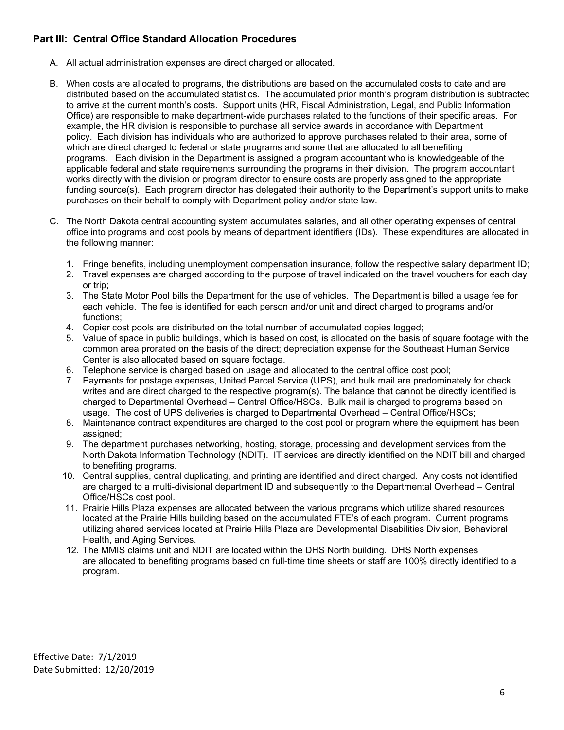## Part III: Central Office Standard Allocation Procedures

A. All actual administration expenses are direct charged or allocated.

B. When costs are allocated to programs, the distributions are based on the accumulated costs to date and are distributed based on the accumulated statistics. The accumulated prior month's program distribution is subtracted to arrive at the current month's costs. Support units (HR, Fiscal Administration, Legal, and Public Information Office) are responsible to make department-wide purchases related to the functions of their specific areas. For example, the HR division is responsible to purchase all service awards in accordance with Department policy. Each division has individuals who are authorized to approve purchases related to their area, some of which are direct charged to federal or state programs and some that are allocated to all benefiting programs. Each division in the Department is assigned a program accountant who is knowledgeable of the applicable federal and state requirements surrounding the programs in their division. The program accountant works directly with the division or program director to ensure costs are properly assigned to the appropriate funding source(s). Each program director has delegated their authority to the Department's support units to make purchases on their behalf to comply with Department policy and/or state law.

C. The North Dakota central accounting system accumulates salaries, and all other operating expenses of central office into programs and cost pools by means of department identifiers (IDs). These expenditures are allocated in the following manner:

1. Fringe benefits, including unemployment compensation insurance, follow the respective salary department ID;
2. Travel expenses are charged according to the purpose of travel indicated on the travel vouchers for each day or trip;
3. The State Motor Pool bills the Department for the use of vehicles. The Department is billed a usage fee for each vehicle. The fee is identified for each person and/or unit and direct charged to programs and/or functions;
4. Copier cost pools are distributed on the total number of accumulated copies logged;
5. Value of space in public buildings, which is based on cost, is allocated on the basis of square footage with the common area prorated on the basis of the direct; depreciation expense for the Southeast Human Service Center is also allocated based on square footage.
6. Telephone service is charged based on usage and allocated to the central office cost pool;
7. Payments for postage expenses, United Parcel Service (UPS), and bulk mail are predominately for check writes and are direct charged to the respective program(s). The balance that cannot be directly identified is charged to Departmental Overhead – Central Office/HSCs. Bulk mail is charged to programs based on usage. The cost of UPS deliveries is charged to Departmental Overhead – Central Office/HSCs;
8. Maintenance contract expenditures are charged to the cost pool or program where the equipment has been assigned;
9. The department purchases networking, hosting, storage, processing and development services from the North Dakota Information Technology (NDIT). IT services are directly identified on the NDIT bill and charged to benefiting programs.
10. Central supplies, central duplicating, and printing are identified and direct charged. Any costs not identified are charged to a multi-divisional department ID and subsequently to the Departmental Overhead – Central Office/HSCs cost pool.
11. Prairie Hills Plaza expenses are allocated between the various programs which utilize shared resources located at the Prairie Hills building based on the accumulated FTE's of each program. Current programs utilizing shared services located at Prairie Hills Plaza are Developmental Disabilities Division, Behavioral Health, and Aging Services.
12. The MMIS claims unit and NDIT are located within the DHS North building. DHS North expenses are allocated to benefiting programs based on full-time time sheets or staff are 100% directly identified to a program.

Effective Date: 7/1/2019
Date Submitted: 12/20/2019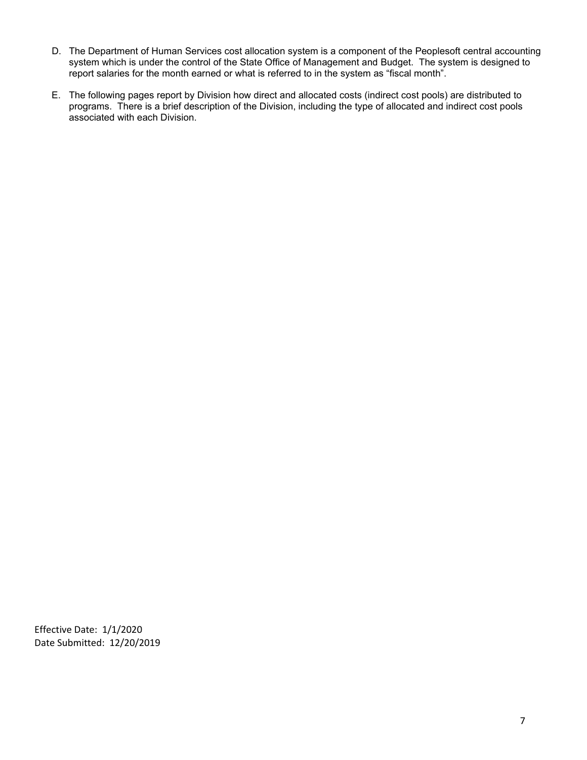D. The Department of Human Services cost allocation system is a component of the Peoplesoft central accounting system which is under the control of the State Office of Management and Budget. The system is designed to report salaries for the month earned or what is referred to in the system as "fiscal month".

E. The following pages report by Division how direct and allocated costs (indirect cost pools) are distributed to programs. There is a brief description of the Division, including the type of allocated and indirect cost pools associated with each Division.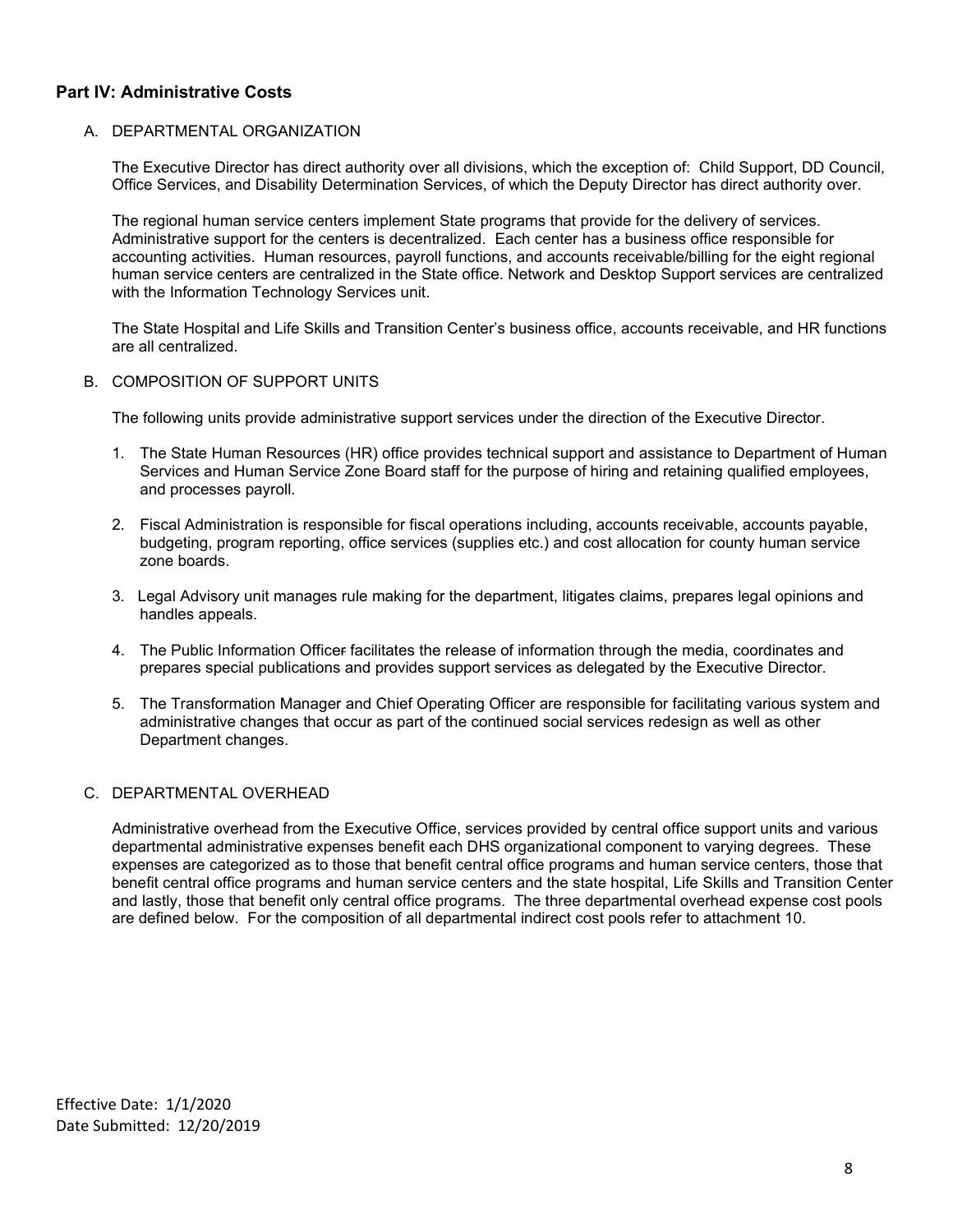## Part IV: Administrative Costs

A. DEPARTMENTAL ORGANIZATION

The Executive Director has direct authority over all divisions, which the exception of: Child Support, DD Council, Office Services, and Disability Determination Services, of which the Deputy Director has direct authority over.

The regional human service centers implement State programs that provide for the delivery of services. Administrative support for the centers is decentralized. Each center has a business office responsible for accounting activities. Human resources, payroll functions, and accounts receivable/billing for the eight regional human service centers are centralized in the State office. Network and Desktop Support services are centralized with the Information Technology Services unit.

The State Hospital and Life Skills and Transition Center's business office, accounts receivable, and HR functions are all centralized.

B. COMPOSITION OF SUPPORT UNITS

The following units provide administrative support services under the direction of the Executive Director.

1. The State Human Resources (HR) office provides technical support and assistance to Department of Human Services and Human Service Zone Board staff for the purpose of hiring and retaining qualified employees, and processes payroll.

2. Fiscal Administration is responsible for fiscal operations including, accounts receivable, accounts payable, budgeting, program reporting, office services (supplies etc.) and cost allocation for county human service zone boards.

3. Legal Advisory unit manages rule making for the department, litigates claims, prepares legal opinions and handles appeals.

4. The Public Information Officer facilitates the release of information through the media, coordinates and prepares special publications and provides support services as delegated by the Executive Director.

5. The Transformation Manager and Chief Operating Officer are responsible for facilitating various system and administrative changes that occur as part of the continued social services redesign as well as other Department changes.

C. DEPARTMENTAL OVERHEAD

Administrative overhead from the Executive Office, services provided by central office support units and various departmental administrative expenses benefit each DHS organizational component to varying degrees. These expenses are categorized as to those that benefit central office programs and human service centers, those that benefit central office programs and human service centers and the state hospital, Life Skills and Transition Center and lastly, those that benefit only central office programs. The three departmental overhead expense cost pools are defined below. For the composition of all departmental indirect cost pools refer to attachment 10.

Effective Date: 1/1/2020
Date Submitted: 12/20/2019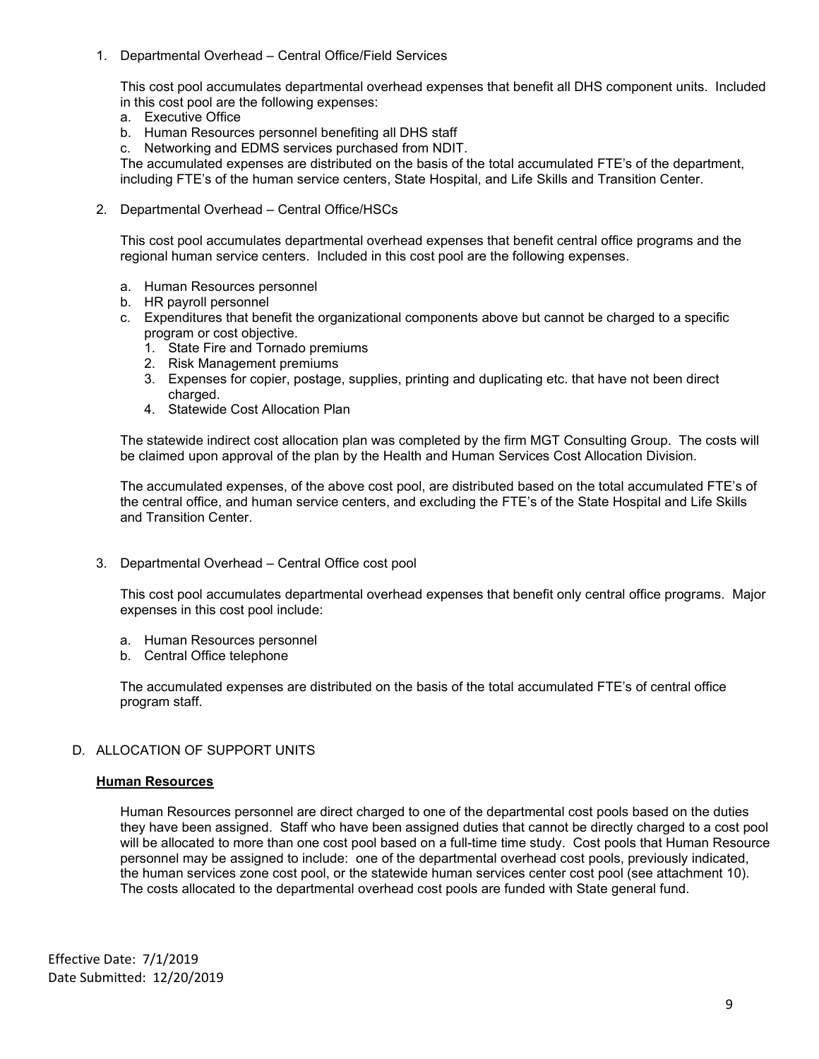1. Departmental Overhead – Central Office/Field Services

   This cost pool accumulates departmental overhead expenses that benefit all DHS component units. Included in this cost pool are the following expenses:

   a. Executive Office
   b. Human Resources personnel benefiting all DHS staff
   c. Networking and EDMS services purchased from NDIT.

   The accumulated expenses are distributed on the basis of the total accumulated FTE's of the department, including FTE's of the human service centers, State Hospital, and Life Skills and Transition Center.

2. Departmental Overhead – Central Office/HSCs

   This cost pool accumulates departmental overhead expenses that benefit central office programs and the regional human service centers. Included in this cost pool are the following expenses.

   a. Human Resources personnel
   b. HR payroll personnel
   c. Expenditures that benefit the organizational components above but cannot be charged to a specific program or cost objective.
      1. State Fire and Tornado premiums
      2. Risk Management premiums
      3. Expenses for copier, postage, supplies, printing and duplicating etc. that have not been direct charged.
      4. Statewide Cost Allocation Plan

   The statewide indirect cost allocation plan was completed by the firm MGT Consulting Group. The costs will be claimed upon approval of the plan by the Health and Human Services Cost Allocation Division.

   The accumulated expenses, of the above cost pool, are distributed based on the total accumulated FTE's of the central office, and human service centers, and excluding the FTE's of the State Hospital and Life Skills and Transition Center.

3. Departmental Overhead – Central Office cost pool

   This cost pool accumulates departmental overhead expenses that benefit only central office programs. Major expenses in this cost pool include:

   a. Human Resources personnel
   b. Central Office telephone

   The accumulated expenses are distributed on the basis of the total accumulated FTE's of central office program staff.

D. ALLOCATION OF SUPPORT UNITS

**Human Resources**

Human Resources personnel are direct charged to one of the departmental cost pools based on the duties they have been assigned. Staff who have been assigned duties that cannot be directly charged to a cost pool will be allocated to more than one cost pool based on a full-time time study. Cost pools that Human Resource personnel may be assigned to include: one of the departmental overhead cost pools, previously indicated, the human services zone cost pool, or the statewide human services center cost pool (see attachment 10). The costs allocated to the departmental overhead cost pools are funded with State general fund.

Effective Date: 7/1/2019
Date Submitted: 12/20/2019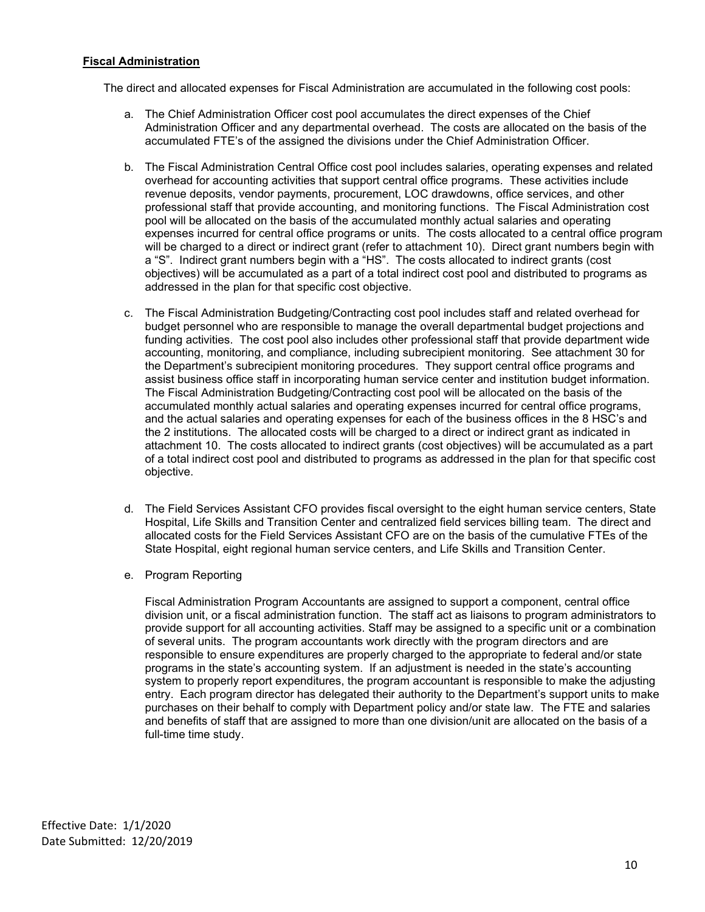**Fiscal Administration**

The direct and allocated expenses for Fiscal Administration are accumulated in the following cost pools:

a. The Chief Administration Officer cost pool accumulates the direct expenses of the Chief Administration Officer and any departmental overhead. The costs are allocated on the basis of the accumulated FTE's of the assigned the divisions under the Chief Administration Officer.

b. The Fiscal Administration Central Office cost pool includes salaries, operating expenses and related overhead for accounting activities that support central office programs. These activities include revenue deposits, vendor payments, procurement, LOC drawdowns, office services, and other professional staff that provide accounting, and monitoring functions. The Fiscal Administration cost pool will be allocated on the basis of the accumulated monthly actual salaries and operating expenses incurred for central office programs or units. The costs allocated to a central office program will be charged to a direct or indirect grant (refer to attachment 10). Direct grant numbers begin with a "S". Indirect grant numbers begin with a "HS". The costs allocated to indirect grants (cost objectives) will be accumulated as a part of a total indirect cost pool and distributed to programs as addressed in the plan for that specific cost objective.

c. The Fiscal Administration Budgeting/Contracting cost pool includes staff and related overhead for budget personnel who are responsible to manage the overall departmental budget projections and funding activities. The cost pool also includes other professional staff that provide department wide accounting, monitoring, and compliance, including subrecipient monitoring. See attachment 30 for the Department's subrecipient monitoring procedures. They support central office programs and assist business office staff in incorporating human service center and institution budget information. The Fiscal Administration Budgeting/Contracting cost pool will be allocated on the basis of the accumulated monthly actual salaries and operating expenses incurred for central office programs, and the actual salaries and operating expenses for each of the business offices in the 8 HSC's and the 2 institutions. The allocated costs will be charged to a direct or indirect grant as indicated in attachment 10. The costs allocated to indirect grants (cost objectives) will be accumulated as a part of a total indirect cost pool and distributed to programs as addressed in the plan for that specific cost objective.

d. The Field Services Assistant CFO provides fiscal oversight to the eight human service centers, State Hospital, Life Skills and Transition Center and centralized field services billing team. The direct and allocated costs for the Field Services Assistant CFO are on the basis of the cumulative FTEs of the State Hospital, eight regional human service centers, and Life Skills and Transition Center.

e. Program Reporting

   Fiscal Administration Program Accountants are assigned to support a component, central office division unit, or a fiscal administration function. The staff act as liaisons to program administrators to provide support for all accounting activities. Staff may be assigned to a specific unit or a combination of several units. The program accountants work directly with the program directors and are responsible to ensure expenditures are properly charged to the appropriate to federal and/or state programs in the state's accounting system. If an adjustment is needed in the state's accounting system to properly report expenditures, the program accountant is responsible to make the adjusting entry. Each program director has delegated their authority to the Department's support units to make purchases on their behalf to comply with Department policy and/or state law. The FTE and salaries and benefits of staff that are assigned to more than one division/unit are allocated on the basis of a full-time time study.

Effective Date: 1/1/2020
Date Submitted: 12/20/2019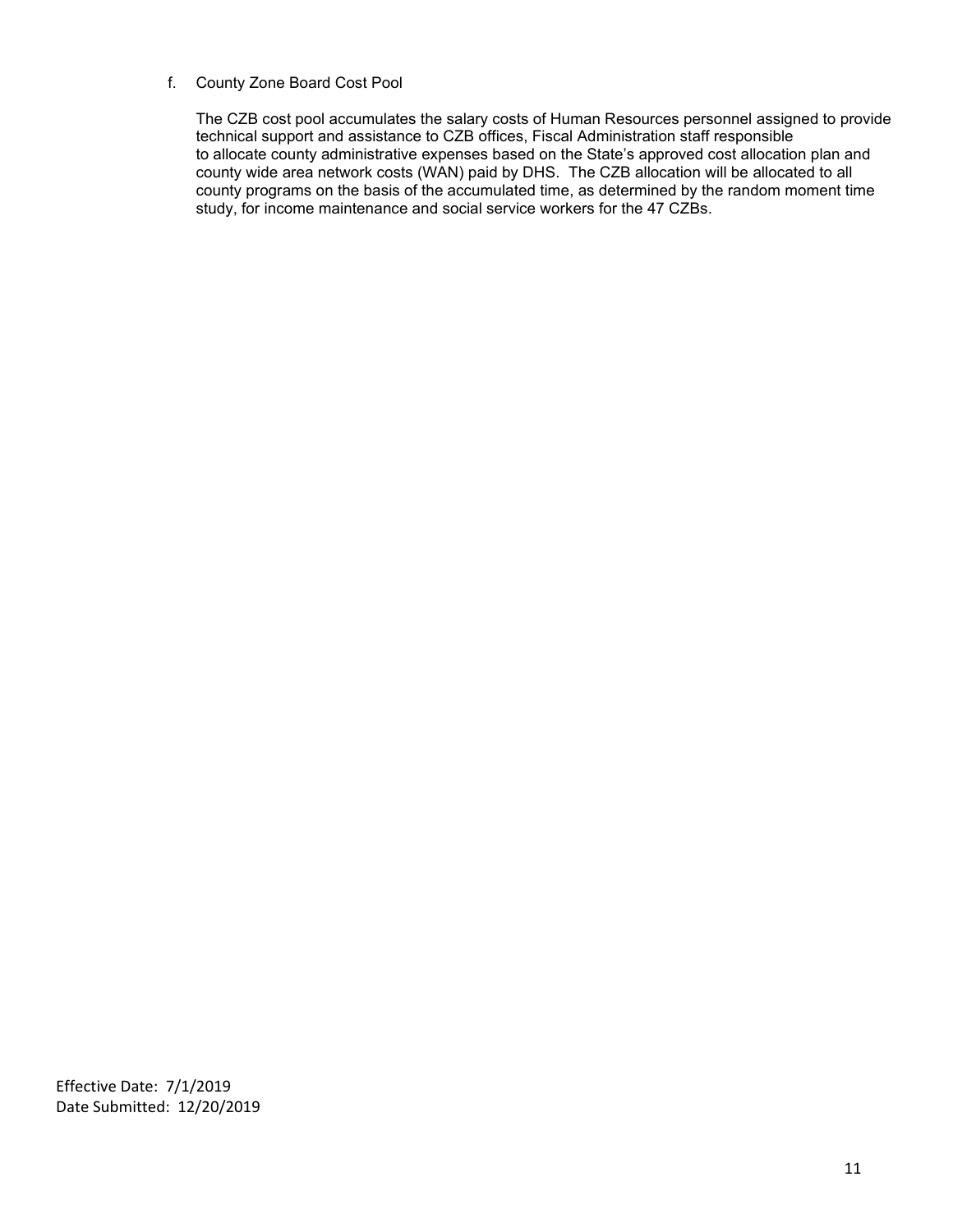f. County Zone Board Cost Pool

The CZB cost pool accumulates the salary costs of Human Resources personnel assigned to provide technical support and assistance to CZB offices, Fiscal Administration staff responsible to allocate county administrative expenses based on the State's approved cost allocation plan and county wide area network costs (WAN) paid by DHS. The CZB allocation will be allocated to all county programs on the basis of the accumulated time, as determined by the random moment time study, for income maintenance and social service workers for the 47 CZBs.

Effective Date: 7/1/2019
Date Submitted: 12/20/2019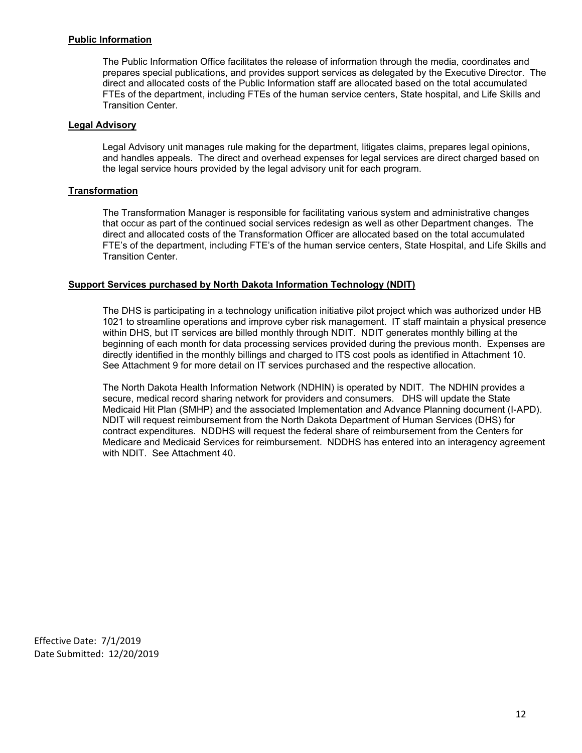**Public Information**

The Public Information Office facilitates the release of information through the media, coordinates and prepares special publications, and provides support services as delegated by the Executive Director. The direct and allocated costs of the Public Information staff are allocated based on the total accumulated FTEs of the department, including FTEs of the human service centers, State hospital, and Life Skills and Transition Center.

**Legal Advisory**

Legal Advisory unit manages rule making for the department, litigates claims, prepares legal opinions, and handles appeals. The direct and overhead expenses for legal services are direct charged based on the legal service hours provided by the legal advisory unit for each program.

**Transformation**

The Transformation Manager is responsible for facilitating various system and administrative changes that occur as part of the continued social services redesign as well as other Department changes. The direct and allocated costs of the Transformation Officer are allocated based on the total accumulated FTE's of the department, including FTE's of the human service centers, State Hospital, and Life Skills and Transition Center.

**Support Services purchased by North Dakota Information Technology (NDIT)**

The DHS is participating in a technology unification initiative pilot project which was authorized under HB 1021 to streamline operations and improve cyber risk management. IT staff maintain a physical presence within DHS, but IT services are billed monthly through NDIT. NDIT generates monthly billing at the beginning of each month for data processing services provided during the previous month. Expenses are directly identified in the monthly billings and charged to ITS cost pools as identified in Attachment 10. See Attachment 9 for more detail on IT services purchased and the respective allocation.

The North Dakota Health Information Network (NDHIN) is operated by NDIT. The NDHIN provides a secure, medical record sharing network for providers and consumers. DHS will update the State Medicaid Hit Plan (SMHP) and the associated Implementation and Advance Planning document (I-APD). NDIT will request reimbursement from the North Dakota Department of Human Services (DHS) for contract expenditures. NDDHS will request the federal share of reimbursement from the Centers for Medicare and Medicaid Services for reimbursement. NDDHS has entered into an interagency agreement with NDIT. See Attachment 40.

Effective Date: 7/1/2019
Date Submitted: 12/20/2019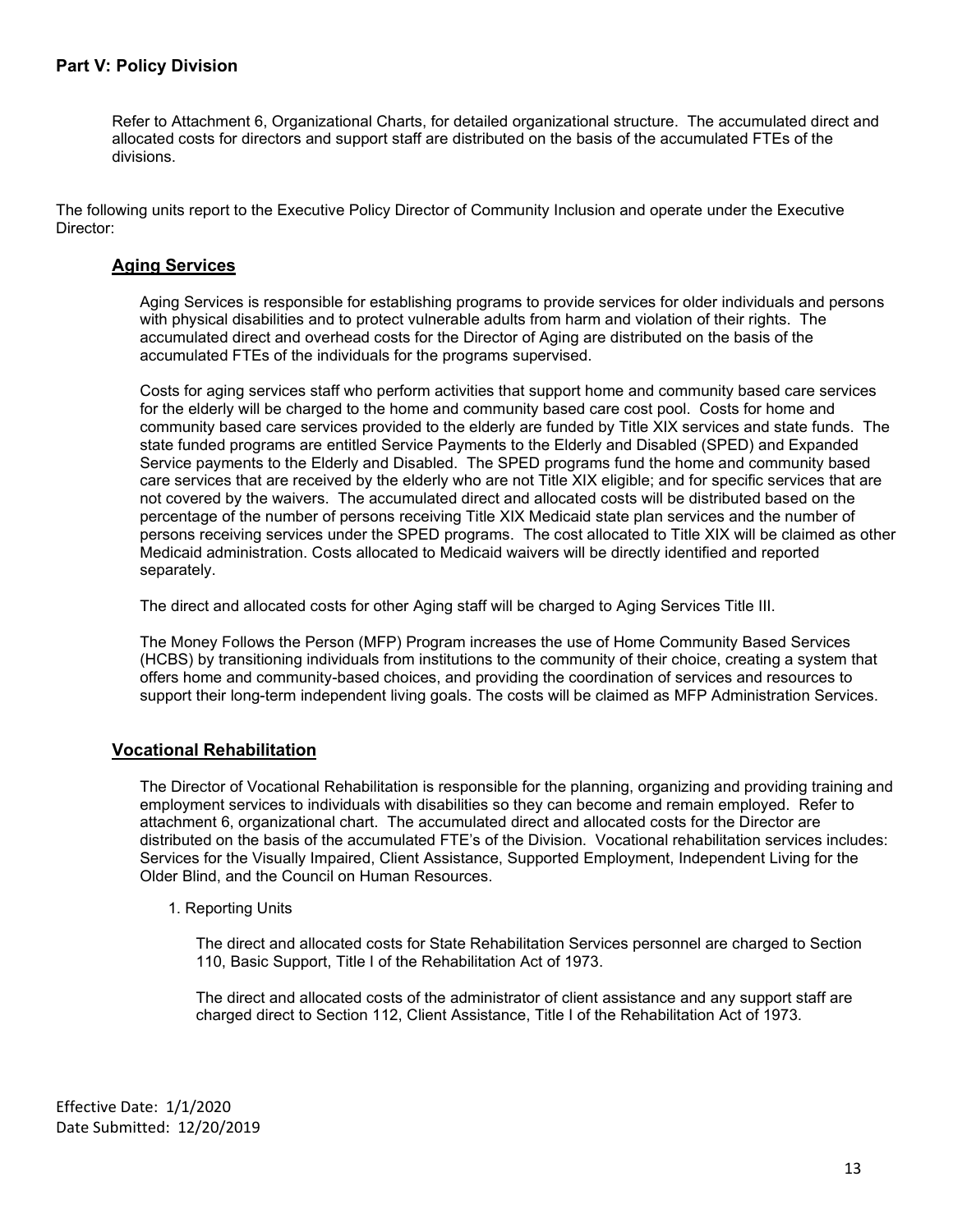## Part V: Policy Division

Refer to Attachment 6, Organizational Charts, for detailed organizational structure. The accumulated direct and allocated costs for directors and support staff are distributed on the basis of the accumulated FTEs of the divisions.

The following units report to the Executive Policy Director of Community Inclusion and operate under the Executive Director:

### Aging Services

Aging Services is responsible for establishing programs to provide services for older individuals and persons with physical disabilities and to protect vulnerable adults from harm and violation of their rights. The accumulated direct and overhead costs for the Director of Aging are distributed on the basis of the accumulated FTEs of the individuals for the programs supervised.

Costs for aging services staff who perform activities that support home and community based care services for the elderly will be charged to the home and community based care cost pool. Costs for home and community based care services provided to the elderly are funded by Title XIX services and state funds. The state funded programs are entitled Service Payments to the Elderly and Disabled (SPED) and Expanded Service payments to the Elderly and Disabled. The SPED programs fund the home and community based care services that are received by the elderly who are not Title XIX eligible; and for specific services that are not covered by the waivers. The accumulated direct and allocated costs will be distributed based on the percentage of the number of persons receiving Title XIX Medicaid state plan services and the number of persons receiving services under the SPED programs. The cost allocated to Title XIX will be claimed as other Medicaid administration. Costs allocated to Medicaid waivers will be directly identified and reported separately.

The direct and allocated costs for other Aging staff will be charged to Aging Services Title III.

The Money Follows the Person (MFP) Program increases the use of Home Community Based Services (HCBS) by transitioning individuals from institutions to the community of their choice, creating a system that offers home and community-based choices, and providing the coordination of services and resources to support their long-term independent living goals. The costs will be claimed as MFP Administration Services.

### Vocational Rehabilitation

The Director of Vocational Rehabilitation is responsible for the planning, organizing and providing training and employment services to individuals with disabilities so they can become and remain employed. Refer to attachment 6, organizational chart. The accumulated direct and allocated costs for the Director are distributed on the basis of the accumulated FTE's of the Division. Vocational rehabilitation services includes: Services for the Visually Impaired, Client Assistance, Supported Employment, Independent Living for the Older Blind, and the Council on Human Resources.

1. Reporting Units

   The direct and allocated costs for State Rehabilitation Services personnel are charged to Section 110, Basic Support, Title I of the Rehabilitation Act of 1973.

   The direct and allocated costs of the administrator of client assistance and any support staff are charged direct to Section 112, Client Assistance, Title I of the Rehabilitation Act of 1973.

Effective Date: 1/1/2020
Date Submitted: 12/20/2019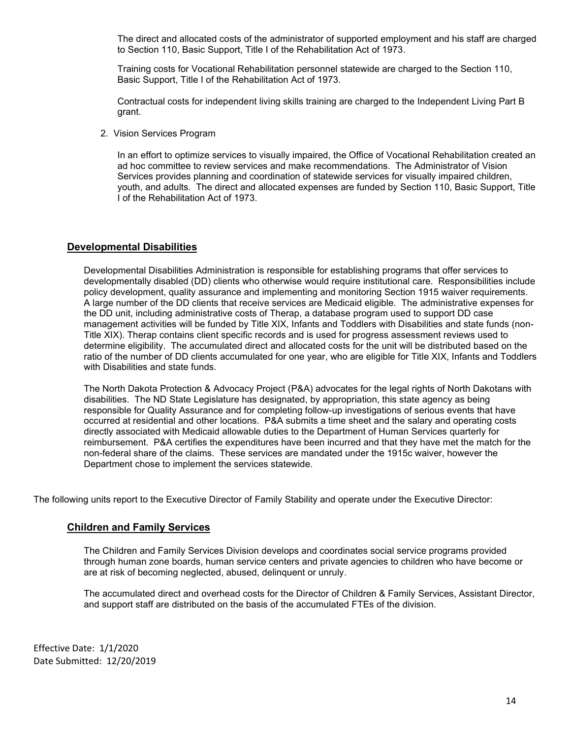The direct and allocated costs of the administrator of supported employment and his staff are charged to Section 110, Basic Support, Title I of the Rehabilitation Act of 1973.

Training costs for Vocational Rehabilitation personnel statewide are charged to the Section 110, Basic Support, Title I of the Rehabilitation Act of 1973.

Contractual costs for independent living skills training are charged to the Independent Living Part B grant.

2. Vision Services Program

   In an effort to optimize services to visually impaired, the Office of Vocational Rehabilitation created an ad hoc committee to review services and make recommendations. The Administrator of Vision Services provides planning and coordination of statewide services for visually impaired children, youth, and adults. The direct and allocated expenses are funded by Section 110, Basic Support, Title I of the Rehabilitation Act of 1973.

## Developmental Disabilities

Developmental Disabilities Administration is responsible for establishing programs that offer services to developmentally disabled (DD) clients who otherwise would require institutional care. Responsibilities include policy development, quality assurance and implementing and monitoring Section 1915 waiver requirements. A large number of the DD clients that receive services are Medicaid eligible. The administrative expenses for the DD unit, including administrative costs of Therap, a database program used to support DD case management activities will be funded by Title XIX, Infants and Toddlers with Disabilities and state funds (non-Title XIX). Therap contains client specific records and is used for progress assessment reviews used to determine eligibility. The accumulated direct and allocated costs for the unit will be distributed based on the ratio of the number of DD clients accumulated for one year, who are eligible for Title XIX, Infants and Toddlers with Disabilities and state funds.

The North Dakota Protection & Advocacy Project (P&A) advocates for the legal rights of North Dakotans with disabilities. The ND State Legislature has designated, by appropriation, this state agency as being responsible for Quality Assurance and for completing follow-up investigations of serious events that have occurred at residential and other locations. P&A submits a time sheet and the salary and operating costs directly associated with Medicaid allowable duties to the Department of Human Services quarterly for reimbursement. P&A certifies the expenditures have been incurred and that they have met the match for the non-federal share of the claims. These services are mandated under the 1915c waiver, however the Department chose to implement the services statewide.

The following units report to the Executive Director of Family Stability and operate under the Executive Director:

## Children and Family Services

The Children and Family Services Division develops and coordinates social service programs provided through human zone boards, human service centers and private agencies to children who have become or are at risk of becoming neglected, abused, delinquent or unruly.

The accumulated direct and overhead costs for the Director of Children & Family Services, Assistant Director, and support staff are distributed on the basis of the accumulated FTEs of the division.

Effective Date: 1/1/2020
Date Submitted: 12/20/2019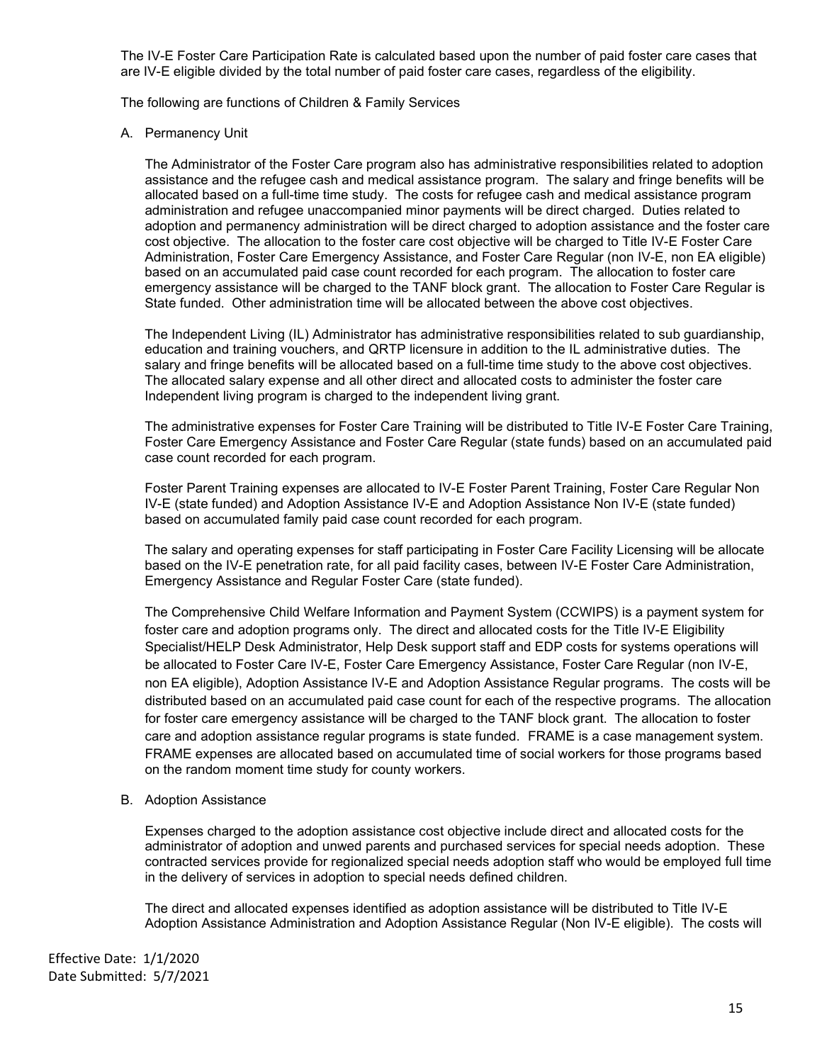The IV-E Foster Care Participation Rate is calculated based upon the number of paid foster care cases that are IV-E eligible divided by the total number of paid foster care cases, regardless of the eligibility.

The following are functions of Children & Family Services

A. Permanency Unit

The Administrator of the Foster Care program also has administrative responsibilities related to adoption assistance and the refugee cash and medical assistance program. The salary and fringe benefits will be allocated based on a full-time time study. The costs for refugee cash and medical assistance program administration and refugee unaccompanied minor payments will be direct charged. Duties related to adoption and permanency administration will be direct charged to adoption assistance and the foster care cost objective. The allocation to the foster care cost objective will be charged to Title IV-E Foster Care Administration, Foster Care Emergency Assistance, and Foster Care Regular (non IV-E, non EA eligible) based on an accumulated paid case count recorded for each program. The allocation to foster care emergency assistance will be charged to the TANF block grant. The allocation to Foster Care Regular is State funded. Other administration time will be allocated between the above cost objectives.

The Independent Living (IL) Administrator has administrative responsibilities related to sub guardianship, education and training vouchers, and QRTP licensure in addition to the IL administrative duties. The salary and fringe benefits will be allocated based on a full-time time study to the above cost objectives. The allocated salary expense and all other direct and allocated costs to administer the foster care Independent living program is charged to the independent living grant.

The administrative expenses for Foster Care Training will be distributed to Title IV-E Foster Care Training, Foster Care Emergency Assistance and Foster Care Regular (state funds) based on an accumulated paid case count recorded for each program.

Foster Parent Training expenses are allocated to IV-E Foster Parent Training, Foster Care Regular Non IV-E (state funded) and Adoption Assistance IV-E and Adoption Assistance Non IV-E (state funded) based on accumulated family paid case count recorded for each program.

The salary and operating expenses for staff participating in Foster Care Facility Licensing will be allocate based on the IV-E penetration rate, for all paid facility cases, between IV-E Foster Care Administration, Emergency Assistance and Regular Foster Care (state funded).

The Comprehensive Child Welfare Information and Payment System (CCWIPS) is a payment system for foster care and adoption programs only. The direct and allocated costs for the Title IV-E Eligibility Specialist/HELP Desk Administrator, Help Desk support staff and EDP costs for systems operations will be allocated to Foster Care IV-E, Foster Care Emergency Assistance, Foster Care Regular (non IV-E, non EA eligible), Adoption Assistance IV-E and Adoption Assistance Regular programs. The costs will be distributed based on an accumulated paid case count for each of the respective programs. The allocation for foster care emergency assistance will be charged to the TANF block grant. The allocation to foster care and adoption assistance regular programs is state funded. FRAME is a case management system. FRAME expenses are allocated based on accumulated time of social workers for those programs based on the random moment time study for county workers.

B. Adoption Assistance

Expenses charged to the adoption assistance cost objective include direct and allocated costs for the administrator of adoption and unwed parents and purchased services for special needs adoption. These contracted services provide for regionalized special needs adoption staff who would be employed full time in the delivery of services in adoption to special needs defined children.

The direct and allocated expenses identified as adoption assistance will be distributed to Title IV-E Adoption Assistance Administration and Adoption Assistance Regular (Non IV-E eligible). The costs will

Effective Date: 1/1/2020
Date Submitted: 5/7/2021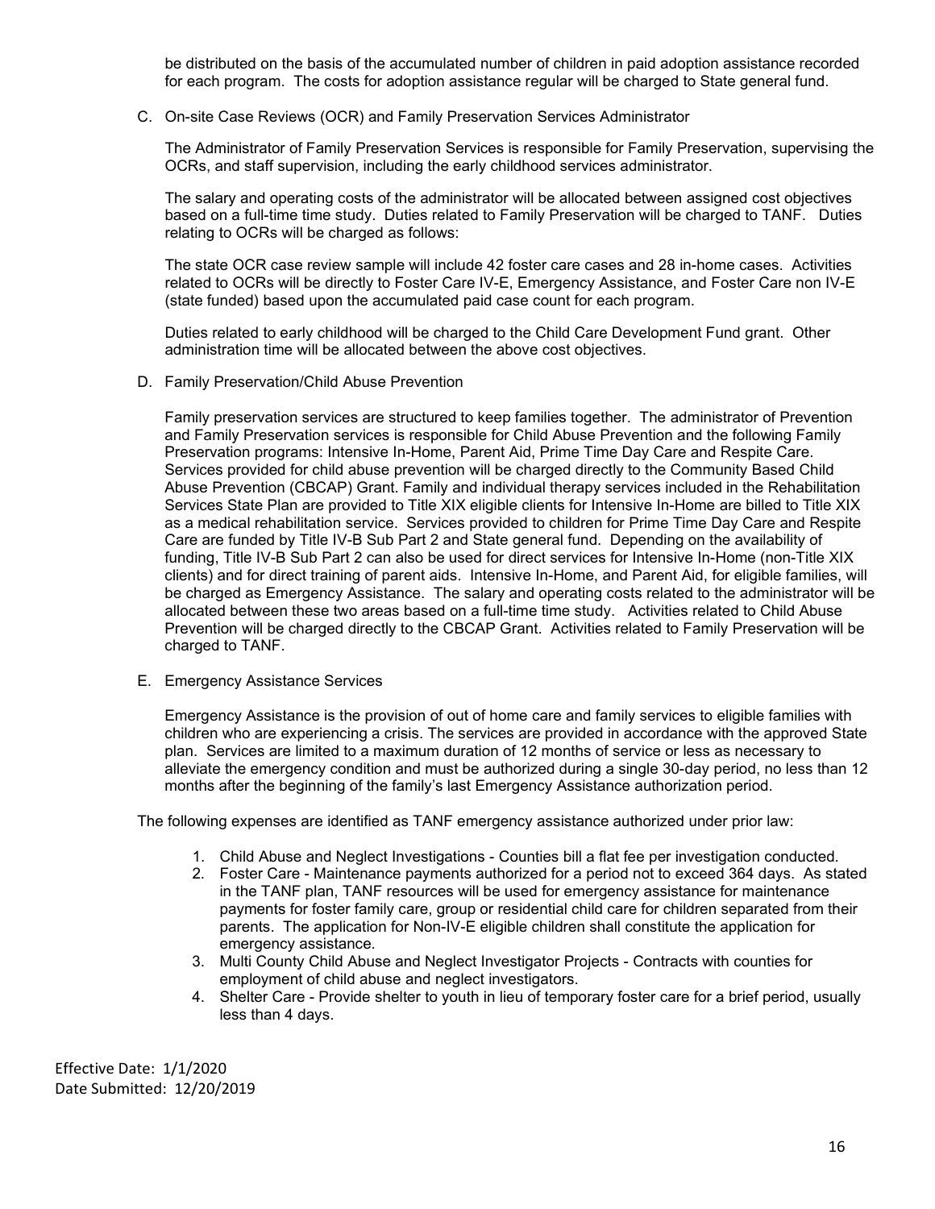be distributed on the basis of the accumulated number of children in paid adoption assistance recorded for each program. The costs for adoption assistance regular will be charged to State general fund.

C. On-site Case Reviews (OCR) and Family Preservation Services Administrator

The Administrator of Family Preservation Services is responsible for Family Preservation, supervising the OCRs, and staff supervision, including the early childhood services administrator.

The salary and operating costs of the administrator will be allocated between assigned cost objectives based on a full-time time study. Duties related to Family Preservation will be charged to TANF. Duties relating to OCRs will be charged as follows:

The state OCR case review sample will include 42 foster care cases and 28 in-home cases. Activities related to OCRs will be directly to Foster Care IV-E, Emergency Assistance, and Foster Care non IV-E (state funded) based upon the accumulated paid case count for each program.

Duties related to early childhood will be charged to the Child Care Development Fund grant. Other administration time will be allocated between the above cost objectives.

D. Family Preservation/Child Abuse Prevention

Family preservation services are structured to keep families together. The administrator of Prevention and Family Preservation services is responsible for Child Abuse Prevention and the following Family Preservation programs: Intensive In-Home, Parent Aid, Prime Time Day Care and Respite Care. Services provided for child abuse prevention will be charged directly to the Community Based Child Abuse Prevention (CBCAP) Grant. Family and individual therapy services included in the Rehabilitation Services State Plan are provided to Title XIX eligible clients for Intensive In-Home are billed to Title XIX as a medical rehabilitation service. Services provided to children for Prime Time Day Care and Respite Care are funded by Title IV-B Sub Part 2 and State general fund. Depending on the availability of funding, Title IV-B Sub Part 2 can also be used for direct services for Intensive In-Home (non-Title XIX clients) and for direct training of parent aids. Intensive In-Home, and Parent Aid, for eligible families, will be charged as Emergency Assistance. The salary and operating costs related to the administrator will be allocated between these two areas based on a full-time time study. Activities related to Child Abuse Prevention will be charged directly to the CBCAP Grant. Activities related to Family Preservation will be charged to TANF.

E. Emergency Assistance Services

Emergency Assistance is the provision of out of home care and family services to eligible families with children who are experiencing a crisis. The services are provided in accordance with the approved State plan. Services are limited to a maximum duration of 12 months of service or less as necessary to alleviate the emergency condition and must be authorized during a single 30-day period, no less than 12 months after the beginning of the family's last Emergency Assistance authorization period.

The following expenses are identified as TANF emergency assistance authorized under prior law:

1. Child Abuse and Neglect Investigations - Counties bill a flat fee per investigation conducted.
2. Foster Care - Maintenance payments authorized for a period not to exceed 364 days. As stated in the TANF plan, TANF resources will be used for emergency assistance for maintenance payments for foster family care, group or residential child care for children separated from their parents. The application for Non-IV-E eligible children shall constitute the application for emergency assistance.
3. Multi County Child Abuse and Neglect Investigator Projects - Contracts with counties for employment of child abuse and neglect investigators.
4. Shelter Care - Provide shelter to youth in lieu of temporary foster care for a brief period, usually less than 4 days.

Effective Date: 1/1/2020
Date Submitted: 12/20/2019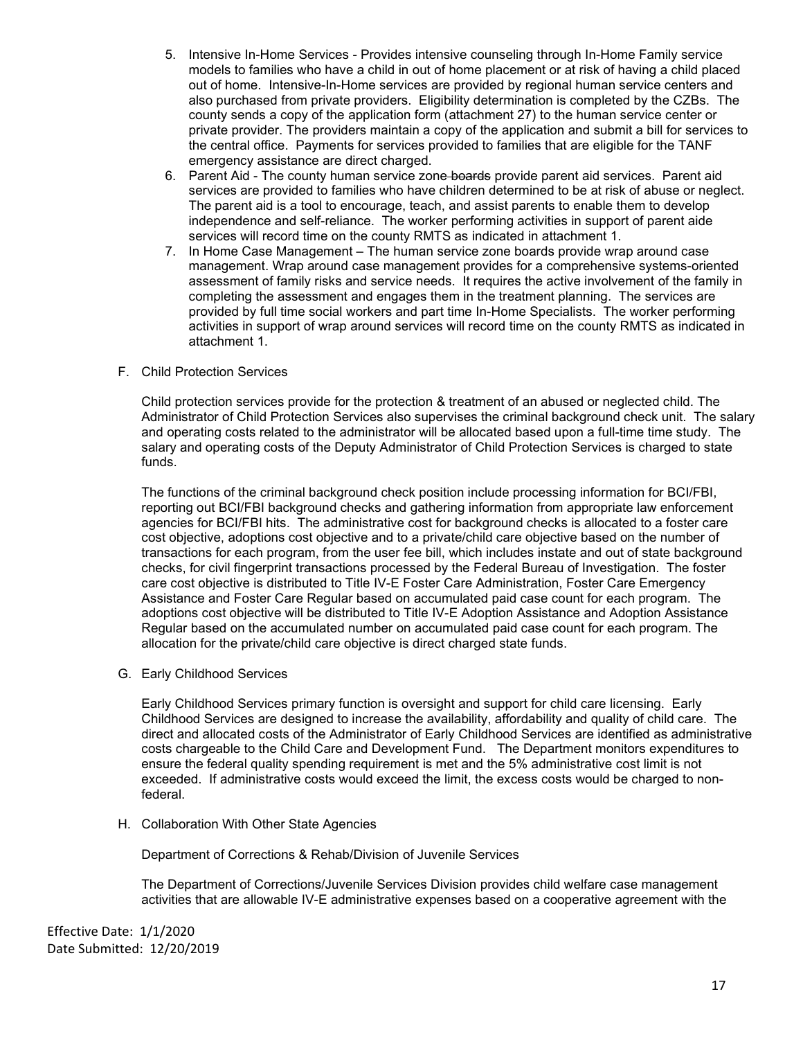5. Intensive In-Home Services - Provides intensive counseling through In-Home Family service models to families who have a child in out of home placement or at risk of having a child placed out of home. Intensive-In-Home services are provided by regional human service centers and also purchased from private providers. Eligibility determination is completed by the CZBs. The county sends a copy of the application form (attachment 27) to the human service center or private provider. The providers maintain a copy of the application and submit a bill for services to the central office. Payments for services provided to families that are eligible for the TANF emergency assistance are direct charged.
6. Parent Aid - The county human service zone ~~boards~~ provide parent aid services. Parent aid services are provided to families who have children determined to be at risk of abuse or neglect. The parent aid is a tool to encourage, teach, and assist parents to enable them to develop independence and self-reliance. The worker performing activities in support of parent aide services will record time on the county RMTS as indicated in attachment 1.
7. In Home Case Management – The human service zone boards provide wrap around case management. Wrap around case management provides for a comprehensive systems-oriented assessment of family risks and service needs. It requires the active involvement of the family in completing the assessment and engages them in the treatment planning. The services are provided by full time social workers and part time In-Home Specialists. The worker performing activities in support of wrap around services will record time on the county RMTS as indicated in attachment 1.

F. Child Protection Services

Child protection services provide for the protection & treatment of an abused or neglected child. The Administrator of Child Protection Services also supervises the criminal background check unit. The salary and operating costs related to the administrator will be allocated based upon a full-time time study. The salary and operating costs of the Deputy Administrator of Child Protection Services is charged to state funds.

The functions of the criminal background check position include processing information for BCI/FBI, reporting out BCI/FBI background checks and gathering information from appropriate law enforcement agencies for BCI/FBI hits. The administrative cost for background checks is allocated to a foster care cost objective, adoptions cost objective and to a private/child care objective based on the number of transactions for each program, from the user fee bill, which includes instate and out of state background checks, for civil fingerprint transactions processed by the Federal Bureau of Investigation. The foster care cost objective is distributed to Title IV-E Foster Care Administration, Foster Care Emergency Assistance and Foster Care Regular based on accumulated paid case count for each program. The adoptions cost objective will be distributed to Title IV-E Adoption Assistance and Adoption Assistance Regular based on the accumulated number on accumulated paid case count for each program. The allocation for the private/child care objective is direct charged state funds.

G. Early Childhood Services

Early Childhood Services primary function is oversight and support for child care licensing. Early Childhood Services are designed to increase the availability, affordability and quality of child care. The direct and allocated costs of the Administrator of Early Childhood Services are identified as administrative costs chargeable to the Child Care and Development Fund. The Department monitors expenditures to ensure the federal quality spending requirement is met and the 5% administrative cost limit is not exceeded. If administrative costs would exceed the limit, the excess costs would be charged to non-federal.

H. Collaboration With Other State Agencies

Department of Corrections & Rehab/Division of Juvenile Services

The Department of Corrections/Juvenile Services Division provides child welfare case management activities that are allowable IV-E administrative expenses based on a cooperative agreement with the

Effective Date: 1/1/2020
Date Submitted: 12/20/2019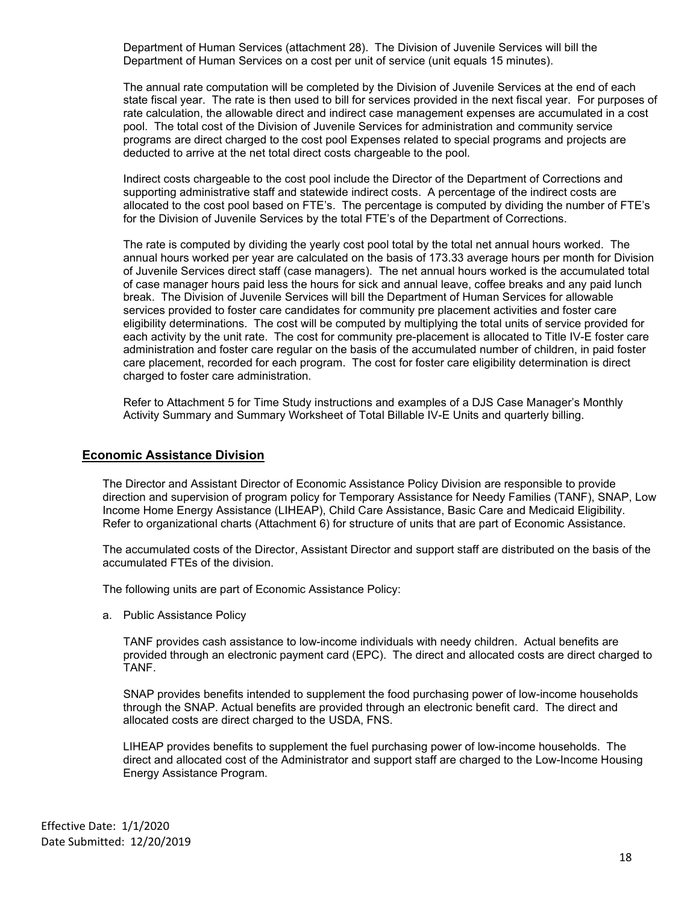Department of Human Services (attachment 28). The Division of Juvenile Services will bill the Department of Human Services on a cost per unit of service (unit equals 15 minutes).

The annual rate computation will be completed by the Division of Juvenile Services at the end of each state fiscal year. The rate is then used to bill for services provided in the next fiscal year. For purposes of rate calculation, the allowable direct and indirect case management expenses are accumulated in a cost pool. The total cost of the Division of Juvenile Services for administration and community service programs are direct charged to the cost pool Expenses related to special programs and projects are deducted to arrive at the net total direct costs chargeable to the pool.

Indirect costs chargeable to the cost pool include the Director of the Department of Corrections and supporting administrative staff and statewide indirect costs. A percentage of the indirect costs are allocated to the cost pool based on FTE's. The percentage is computed by dividing the number of FTE's for the Division of Juvenile Services by the total FTE's of the Department of Corrections.

The rate is computed by dividing the yearly cost pool total by the total net annual hours worked. The annual hours worked per year are calculated on the basis of 173.33 average hours per month for Division of Juvenile Services direct staff (case managers). The net annual hours worked is the accumulated total of case manager hours paid less the hours for sick and annual leave, coffee breaks and any paid lunch break. The Division of Juvenile Services will bill the Department of Human Services for allowable services provided to foster care candidates for community pre placement activities and foster care eligibility determinations. The cost will be computed by multiplying the total units of service provided for each activity by the unit rate. The cost for community pre-placement is allocated to Title IV-E foster care administration and foster care regular on the basis of the accumulated number of children, in paid foster care placement, recorded for each program. The cost for foster care eligibility determination is direct charged to foster care administration.

Refer to Attachment 5 for Time Study instructions and examples of a DJS Case Manager's Monthly Activity Summary and Summary Worksheet of Total Billable IV-E Units and quarterly billing.

## Economic Assistance Division

The Director and Assistant Director of Economic Assistance Policy Division are responsible to provide direction and supervision of program policy for Temporary Assistance for Needy Families (TANF), SNAP, Low Income Home Energy Assistance (LIHEAP), Child Care Assistance, Basic Care and Medicaid Eligibility. Refer to organizational charts (Attachment 6) for structure of units that are part of Economic Assistance.

The accumulated costs of the Director, Assistant Director and support staff are distributed on the basis of the accumulated FTEs of the division.

The following units are part of Economic Assistance Policy:

a. Public Assistance Policy

   TANF provides cash assistance to low-income individuals with needy children. Actual benefits are provided through an electronic payment card (EPC). The direct and allocated costs are direct charged to TANF.

   SNAP provides benefits intended to supplement the food purchasing power of low-income households through the SNAP. Actual benefits are provided through an electronic benefit card. The direct and allocated costs are direct charged to the USDA, FNS.

   LIHEAP provides benefits to supplement the fuel purchasing power of low-income households. The direct and allocated cost of the Administrator and support staff are charged to the Low-Income Housing Energy Assistance Program.

Effective Date: 1/1/2020
Date Submitted: 12/20/2019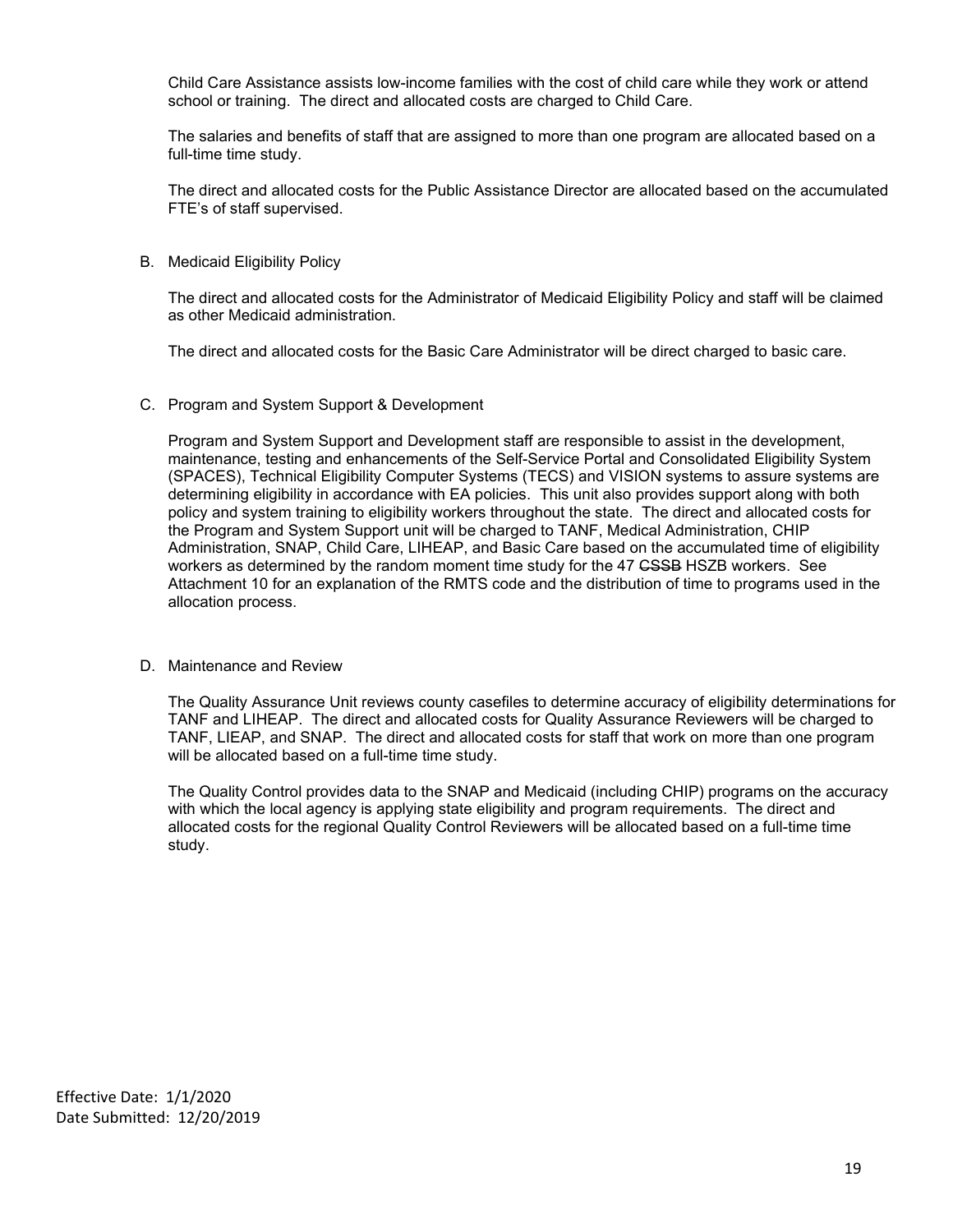Child Care Assistance assists low-income families with the cost of child care while they work or attend school or training. The direct and allocated costs are charged to Child Care.

The salaries and benefits of staff that are assigned to more than one program are allocated based on a full-time time study.

The direct and allocated costs for the Public Assistance Director are allocated based on the accumulated FTE's of staff supervised.

B. Medicaid Eligibility Policy

The direct and allocated costs for the Administrator of Medicaid Eligibility Policy and staff will be claimed as other Medicaid administration.

The direct and allocated costs for the Basic Care Administrator will be direct charged to basic care.

C. Program and System Support & Development

Program and System Support and Development staff are responsible to assist in the development, maintenance, testing and enhancements of the Self-Service Portal and Consolidated Eligibility System (SPACES), Technical Eligibility Computer Systems (TECS) and VISION systems to assure systems are determining eligibility in accordance with EA policies. This unit also provides support along with both policy and system training to eligibility workers throughout the state. The direct and allocated costs for the Program and System Support unit will be charged to TANF, Medical Administration, CHIP Administration, SNAP, Child Care, LIHEAP, and Basic Care based on the accumulated time of eligibility workers as determined by the random moment time study for the 47 ~~CSSB~~ HSZB workers. See Attachment 10 for an explanation of the RMTS code and the distribution of time to programs used in the allocation process.

D. Maintenance and Review

The Quality Assurance Unit reviews county casefiles to determine accuracy of eligibility determinations for TANF and LIHEAP. The direct and allocated costs for Quality Assurance Reviewers will be charged to TANF, LIEAP, and SNAP. The direct and allocated costs for staff that work on more than one program will be allocated based on a full-time time study.

The Quality Control provides data to the SNAP and Medicaid (including CHIP) programs on the accuracy with which the local agency is applying state eligibility and program requirements. The direct and allocated costs for the regional Quality Control Reviewers will be allocated based on a full-time time study.

Effective Date: 1/1/2020
Date Submitted: 12/20/2019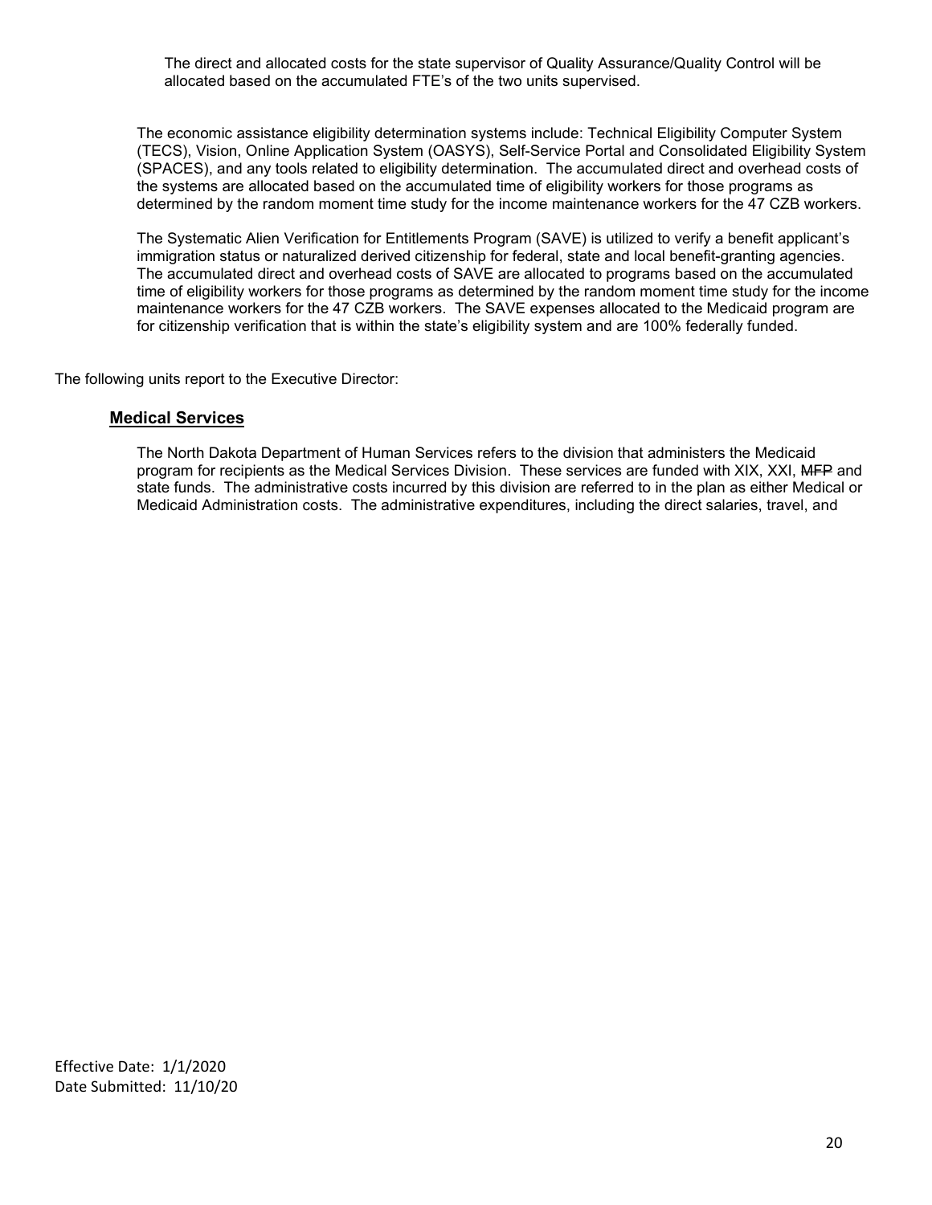The direct and allocated costs for the state supervisor of Quality Assurance/Quality Control will be allocated based on the accumulated FTE's of the two units supervised.

The economic assistance eligibility determination systems include: Technical Eligibility Computer System (TECS), Vision, Online Application System (OASYS), Self-Service Portal and Consolidated Eligibility System (SPACES), and any tools related to eligibility determination. The accumulated direct and overhead costs of the systems are allocated based on the accumulated time of eligibility workers for those programs as determined by the random moment time study for the income maintenance workers for the 47 CZB workers.

The Systematic Alien Verification for Entitlements Program (SAVE) is utilized to verify a benefit applicant's immigration status or naturalized derived citizenship for federal, state and local benefit-granting agencies. The accumulated direct and overhead costs of SAVE are allocated to programs based on the accumulated time of eligibility workers for those programs as determined by the random moment time study for the income maintenance workers for the 47 CZB workers. The SAVE expenses allocated to the Medicaid program are for citizenship verification that is within the state's eligibility system and are 100% federally funded.

The following units report to the Executive Director:

## Medical Services

The North Dakota Department of Human Services refers to the division that administers the Medicaid program for recipients as the Medical Services Division. These services are funded with XIX, XXI, ~~MFP~~ and state funds. The administrative costs incurred by this division are referred to in the plan as either Medical or Medicaid Administration costs. The administrative expenditures, including the direct salaries, travel, and

Effective Date: 1/1/2020
Date Submitted: 11/10/20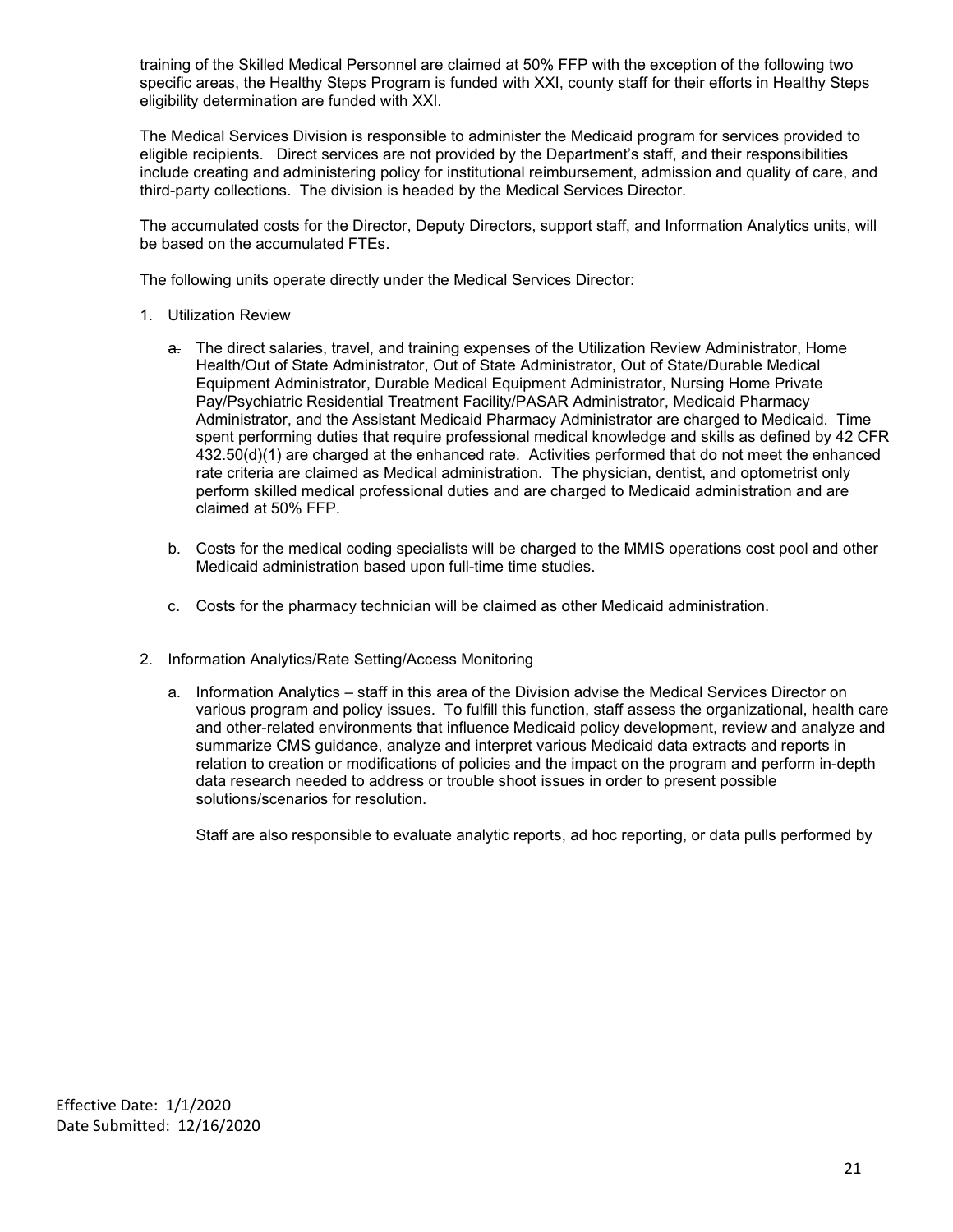training of the Skilled Medical Personnel are claimed at 50% FFP with the exception of the following two specific areas, the Healthy Steps Program is funded with XXI, county staff for their efforts in Healthy Steps eligibility determination are funded with XXI.

The Medical Services Division is responsible to administer the Medicaid program for services provided to eligible recipients. Direct services are not provided by the Department's staff, and their responsibilities include creating and administering policy for institutional reimbursement, admission and quality of care, and third-party collections. The division is headed by the Medical Services Director.

The accumulated costs for the Director, Deputy Directors, support staff, and Information Analytics units, will be based on the accumulated FTEs.

The following units operate directly under the Medical Services Director:

1. Utilization Review

   a. The direct salaries, travel, and training expenses of the Utilization Review Administrator, Home Health/Out of State Administrator, Out of State Administrator, Out of State/Durable Medical Equipment Administrator, Durable Medical Equipment Administrator, Nursing Home Private Pay/Psychiatric Residential Treatment Facility/PASAR Administrator, Medicaid Pharmacy Administrator, and the Assistant Medicaid Pharmacy Administrator are charged to Medicaid. Time spent performing duties that require professional medical knowledge and skills as defined by 42 CFR 432.50(d)(1) are charged at the enhanced rate. Activities performed that do not meet the enhanced rate criteria are claimed as Medical administration. The physician, dentist, and optometrist only perform skilled medical professional duties and are charged to Medicaid administration and are claimed at 50% FFP.

   b. Costs for the medical coding specialists will be charged to the MMIS operations cost pool and other Medicaid administration based upon full-time time studies.

   c. Costs for the pharmacy technician will be claimed as other Medicaid administration.

2. Information Analytics/Rate Setting/Access Monitoring

   a. Information Analytics – staff in this area of the Division advise the Medical Services Director on various program and policy issues. To fulfill this function, staff assess the organizational, health care and other-related environments that influence Medicaid policy development, review and analyze and summarize CMS guidance, analyze and interpret various Medicaid data extracts and reports in relation to creation or modifications of policies and the impact on the program and perform in-depth data research needed to address or trouble shoot issues in order to present possible solutions/scenarios for resolution.

      Staff are also responsible to evaluate analytic reports, ad hoc reporting, or data pulls performed by

Effective Date: 1/1/2020
Date Submitted: 12/16/2020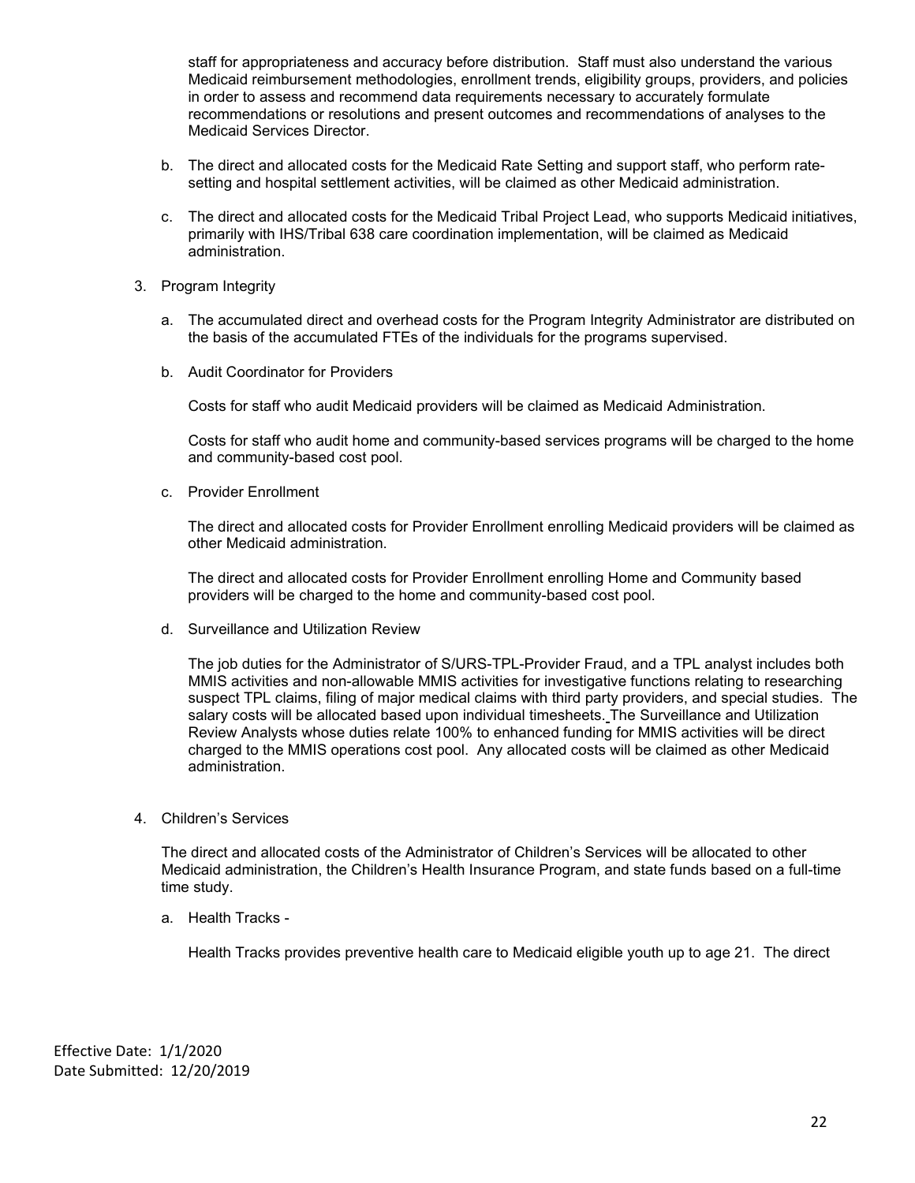staff for appropriateness and accuracy before distribution. Staff must also understand the various Medicaid reimbursement methodologies, enrollment trends, eligibility groups, providers, and policies in order to assess and recommend data requirements necessary to accurately formulate recommendations or resolutions and present outcomes and recommendations of analyses to the Medicaid Services Director.

b. The direct and allocated costs for the Medicaid Rate Setting and support staff, who perform rate-setting and hospital settlement activities, will be claimed as other Medicaid administration.

c. The direct and allocated costs for the Medicaid Tribal Project Lead, who supports Medicaid initiatives, primarily with IHS/Tribal 638 care coordination implementation, will be claimed as Medicaid administration.

3. Program Integrity

   a. The accumulated direct and overhead costs for the Program Integrity Administrator are distributed on the basis of the accumulated FTEs of the individuals for the programs supervised.

   b. Audit Coordinator for Providers

      Costs for staff who audit Medicaid providers will be claimed as Medicaid Administration.

      Costs for staff who audit home and community-based services programs will be charged to the home and community-based cost pool.

   c. Provider Enrollment

      The direct and allocated costs for Provider Enrollment enrolling Medicaid providers will be claimed as other Medicaid administration.

      The direct and allocated costs for Provider Enrollment enrolling Home and Community based providers will be charged to the home and community-based cost pool.

   d. Surveillance and Utilization Review

      The job duties for the Administrator of S/URS-TPL-Provider Fraud, and a TPL analyst includes both MMIS activities and non-allowable MMIS activities for investigative functions relating to researching suspect TPL claims, filing of major medical claims with third party providers, and special studies. The salary costs will be allocated based upon individual timesheets. The Surveillance and Utilization Review Analysts whose duties relate 100% to enhanced funding for MMIS activities will be direct charged to the MMIS operations cost pool. Any allocated costs will be claimed as other Medicaid administration.

4. Children's Services

   The direct and allocated costs of the Administrator of Children's Services will be allocated to other Medicaid administration, the Children's Health Insurance Program, and state funds based on a full-time time study.

   a. Health Tracks -

      Health Tracks provides preventive health care to Medicaid eligible youth up to age 21. The direct

Effective Date: 1/1/2020
Date Submitted: 12/20/2019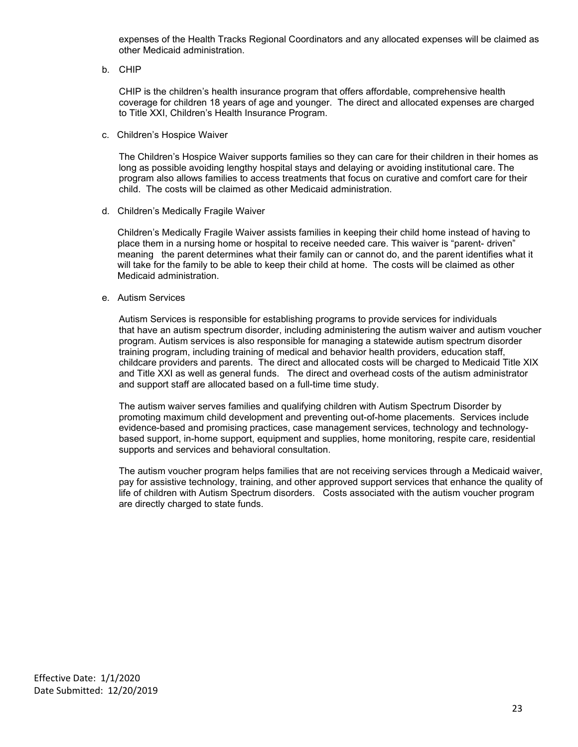expenses of the Health Tracks Regional Coordinators and any allocated expenses will be claimed as other Medicaid administration.

b. CHIP

CHIP is the children's health insurance program that offers affordable, comprehensive health coverage for children 18 years of age and younger. The direct and allocated expenses are charged to Title XXI, Children's Health Insurance Program.

c. Children's Hospice Waiver

The Children's Hospice Waiver supports families so they can care for their children in their homes as long as possible avoiding lengthy hospital stays and delaying or avoiding institutional care. The program also allows families to access treatments that focus on curative and comfort care for their child. The costs will be claimed as other Medicaid administration.

d. Children's Medically Fragile Waiver

Children's Medically Fragile Waiver assists families in keeping their child home instead of having to place them in a nursing home or hospital to receive needed care. This waiver is "parent- driven" meaning the parent determines what their family can or cannot do, and the parent identifies what it will take for the family to be able to keep their child at home. The costs will be claimed as other Medicaid administration.

e. Autism Services

Autism Services is responsible for establishing programs to provide services for individuals that have an autism spectrum disorder, including administering the autism waiver and autism voucher program. Autism services is also responsible for managing a statewide autism spectrum disorder training program, including training of medical and behavior health providers, education staff, childcare providers and parents. The direct and allocated costs will be charged to Medicaid Title XIX and Title XXI as well as general funds. The direct and overhead costs of the autism administrator and support staff are allocated based on a full-time time study.

The autism waiver serves families and qualifying children with Autism Spectrum Disorder by promoting maximum child development and preventing out-of-home placements. Services include evidence-based and promising practices, case management services, technology and technology-based support, in-home support, equipment and supplies, home monitoring, respite care, residential supports and services and behavioral consultation.

The autism voucher program helps families that are not receiving services through a Medicaid waiver, pay for assistive technology, training, and other approved support services that enhance the quality of life of children with Autism Spectrum disorders. Costs associated with the autism voucher program are directly charged to state funds.

Effective Date: 1/1/2020
Date Submitted: 12/20/2019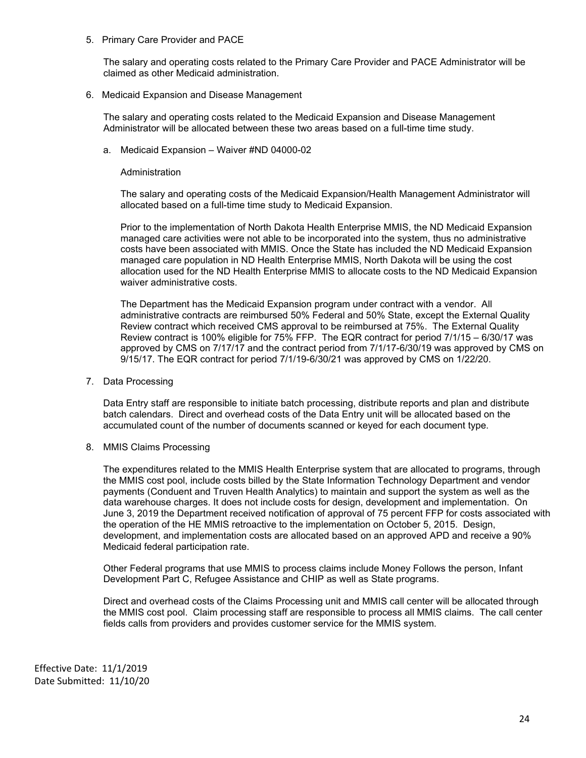5. Primary Care Provider and PACE

   The salary and operating costs related to the Primary Care Provider and PACE Administrator will be claimed as other Medicaid administration.

6. Medicaid Expansion and Disease Management

   The salary and operating costs related to the Medicaid Expansion and Disease Management Administrator will be allocated between these two areas based on a full-time time study.

   a. Medicaid Expansion – Waiver #ND 04000-02

      Administration

      The salary and operating costs of the Medicaid Expansion/Health Management Administrator will allocated based on a full-time time study to Medicaid Expansion.

      Prior to the implementation of North Dakota Health Enterprise MMIS, the ND Medicaid Expansion managed care activities were not able to be incorporated into the system, thus no administrative costs have been associated with MMIS. Once the State has included the ND Medicaid Expansion managed care population in ND Health Enterprise MMIS, North Dakota will be using the cost allocation used for the ND Health Enterprise MMIS to allocate costs to the ND Medicaid Expansion waiver administrative costs.

      The Department has the Medicaid Expansion program under contract with a vendor. All administrative contracts are reimbursed 50% Federal and 50% State, except the External Quality Review contract which received CMS approval to be reimbursed at 75%. The External Quality Review contract is 100% eligible for 75% FFP. The EQR contract for period 7/1/15 – 6/30/17 was approved by CMS on 7/17/17 and the contract period from 7/1/17-6/30/19 was approved by CMS on 9/15/17. The EQR contract for period 7/1/19-6/30/21 was approved by CMS on 1/22/20.

7. Data Processing

   Data Entry staff are responsible to initiate batch processing, distribute reports and plan and distribute batch calendars. Direct and overhead costs of the Data Entry unit will be allocated based on the accumulated count of the number of documents scanned or keyed for each document type.

8. MMIS Claims Processing

   The expenditures related to the MMIS Health Enterprise system that are allocated to programs, through the MMIS cost pool, include costs billed by the State Information Technology Department and vendor payments (Conduent and Truven Health Analytics) to maintain and support the system as well as the data warehouse charges. It does not include costs for design, development and implementation. On June 3, 2019 the Department received notification of approval of 75 percent FFP for costs associated with the operation of the HE MMIS retroactive to the implementation on October 5, 2015. Design, development, and implementation costs are allocated based on an approved APD and receive a 90% Medicaid federal participation rate.

   Other Federal programs that use MMIS to process claims include Money Follows the person, Infant Development Part C, Refugee Assistance and CHIP as well as State programs.

   Direct and overhead costs of the Claims Processing unit and MMIS call center will be allocated through the MMIS cost pool. Claim processing staff are responsible to process all MMIS claims. The call center fields calls from providers and provides customer service for the MMIS system.

Effective Date: 11/1/2019
Date Submitted: 11/10/20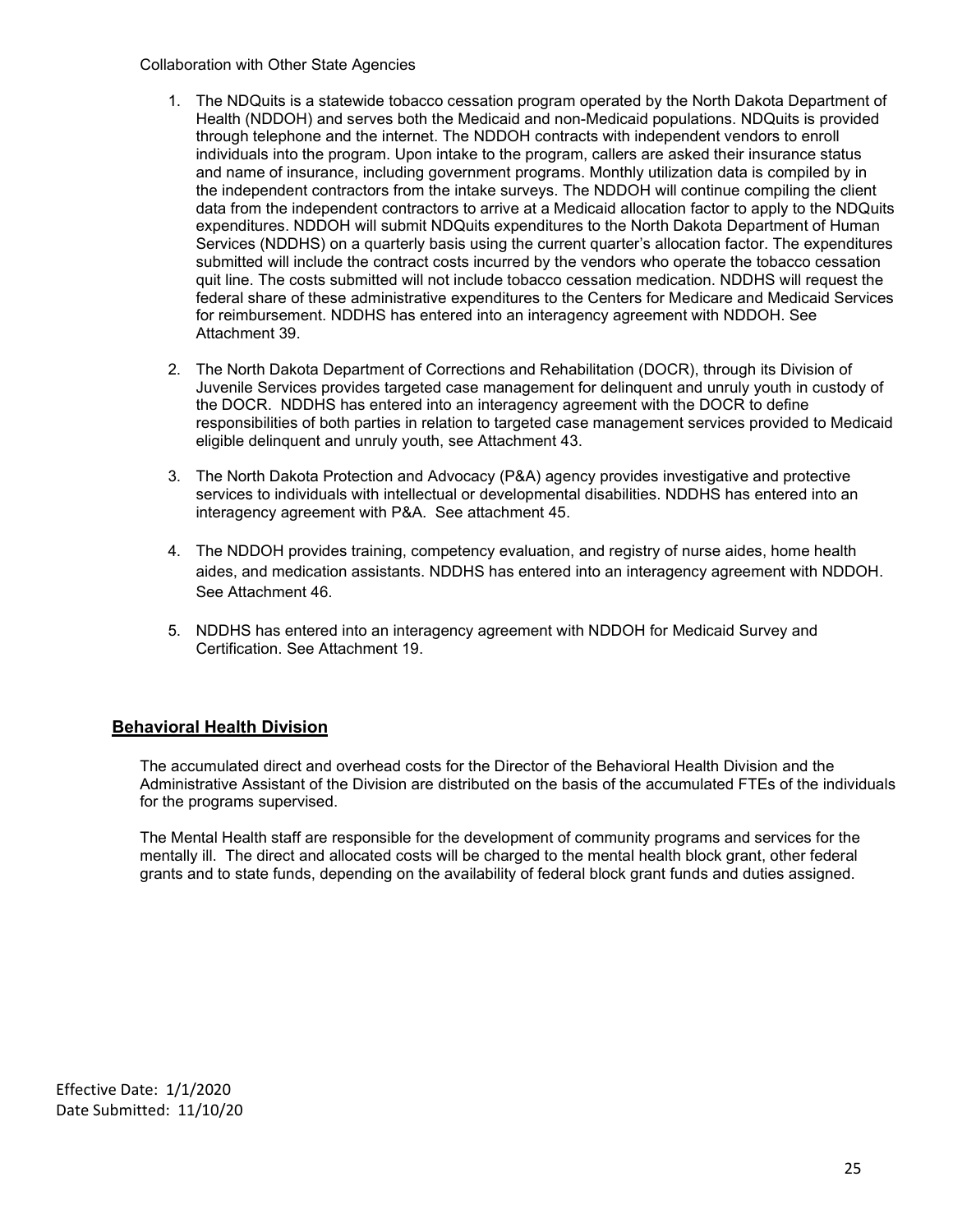Collaboration with Other State Agencies

1. The NDQuits is a statewide tobacco cessation program operated by the North Dakota Department of Health (NDDOH) and serves both the Medicaid and non-Medicaid populations. NDQuits is provided through telephone and the internet. The NDDOH contracts with independent vendors to enroll individuals into the program. Upon intake to the program, callers are asked their insurance status and name of insurance, including government programs. Monthly utilization data is compiled by in the independent contractors from the intake surveys. The NDDOH will continue compiling the client data from the independent contractors to arrive at a Medicaid allocation factor to apply to the NDQuits expenditures. NDDOH will submit NDQuits expenditures to the North Dakota Department of Human Services (NDDHS) on a quarterly basis using the current quarter's allocation factor. The expenditures submitted will include the contract costs incurred by the vendors who operate the tobacco cessation quit line. The costs submitted will not include tobacco cessation medication. NDDHS will request the federal share of these administrative expenditures to the Centers for Medicare and Medicaid Services for reimbursement. NDDHS has entered into an interagency agreement with NDDOH. See Attachment 39.

2. The North Dakota Department of Corrections and Rehabilitation (DOCR), through its Division of Juvenile Services provides targeted case management for delinquent and unruly youth in custody of the DOCR. NDDHS has entered into an interagency agreement with the DOCR to define responsibilities of both parties in relation to targeted case management services provided to Medicaid eligible delinquent and unruly youth, see Attachment 43.

3. The North Dakota Protection and Advocacy (P&A) agency provides investigative and protective services to individuals with intellectual or developmental disabilities. NDDHS has entered into an interagency agreement with P&A. See attachment 45.

4. The NDDOH provides training, competency evaluation, and registry of nurse aides, home health aides, and medication assistants. NDDHS has entered into an interagency agreement with NDDOH. See Attachment 46.

5. NDDHS has entered into an interagency agreement with NDDOH for Medicaid Survey and Certification. See Attachment 19.

## Behavioral Health Division

The accumulated direct and overhead costs for the Director of the Behavioral Health Division and the Administrative Assistant of the Division are distributed on the basis of the accumulated FTEs of the individuals for the programs supervised.

The Mental Health staff are responsible for the development of community programs and services for the mentally ill. The direct and allocated costs will be charged to the mental health block grant, other federal grants and to state funds, depending on the availability of federal block grant funds and duties assigned.

Effective Date: 1/1/2020
Date Submitted: 11/10/20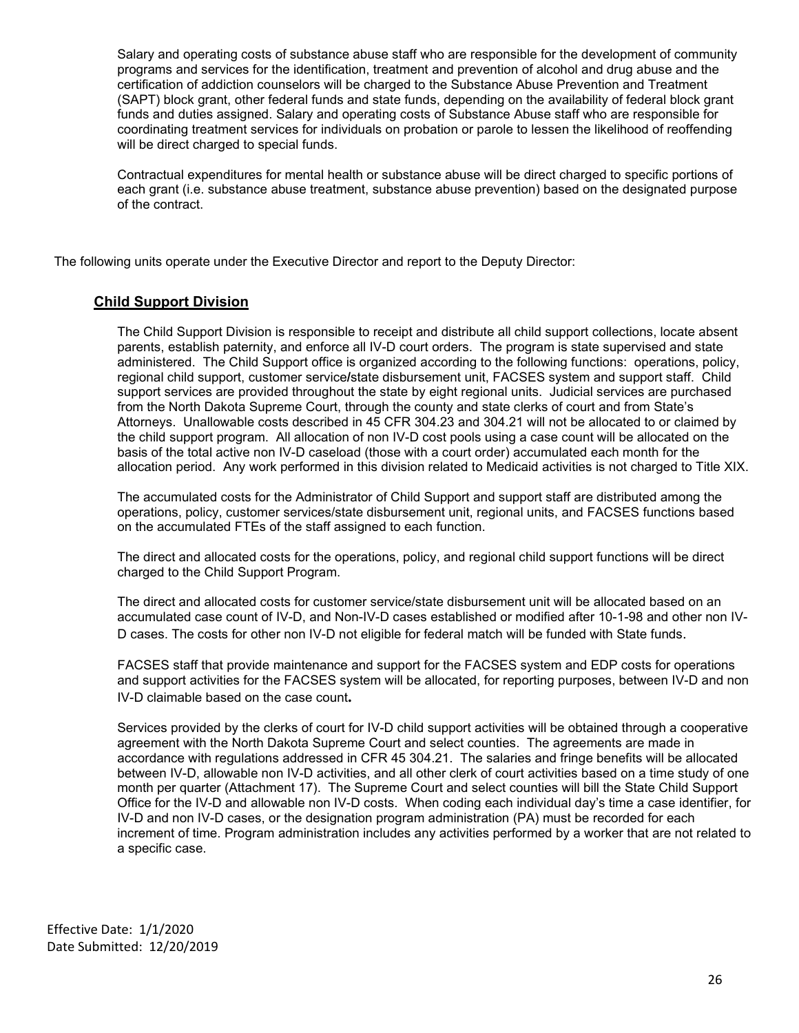Salary and operating costs of substance abuse staff who are responsible for the development of community programs and services for the identification, treatment and prevention of alcohol and drug abuse and the certification of addiction counselors will be charged to the Substance Abuse Prevention and Treatment (SAPT) block grant, other federal funds and state funds, depending on the availability of federal block grant funds and duties assigned. Salary and operating costs of Substance Abuse staff who are responsible for coordinating treatment services for individuals on probation or parole to lessen the likelihood of reoffending will be direct charged to special funds.

Contractual expenditures for mental health or substance abuse will be direct charged to specific portions of each grant (i.e. substance abuse treatment, substance abuse prevention) based on the designated purpose of the contract.

The following units operate under the Executive Director and report to the Deputy Director:

## Child Support Division

The Child Support Division is responsible to receipt and distribute all child support collections, locate absent parents, establish paternity, and enforce all IV-D court orders. The program is state supervised and state administered. The Child Support office is organized according to the following functions: operations, policy, regional child support, customer service/state disbursement unit, FACSES system and support staff. Child support services are provided throughout the state by eight regional units. Judicial services are purchased from the North Dakota Supreme Court, through the county and state clerks of court and from State's Attorneys. Unallowable costs described in 45 CFR 304.23 and 304.21 will not be allocated to or claimed by the child support program. All allocation of non IV-D cost pools using a case count will be allocated on the basis of the total active non IV-D caseload (those with a court order) accumulated each month for the allocation period. Any work performed in this division related to Medicaid activities is not charged to Title XIX.

The accumulated costs for the Administrator of Child Support and support staff are distributed among the operations, policy, customer services/state disbursement unit, regional units, and FACSES functions based on the accumulated FTEs of the staff assigned to each function.

The direct and allocated costs for the operations, policy, and regional child support functions will be direct charged to the Child Support Program.

The direct and allocated costs for customer service/state disbursement unit will be allocated based on an accumulated case count of IV-D, and Non-IV-D cases established or modified after 10-1-98 and other non IV-D cases. The costs for other non IV-D not eligible for federal match will be funded with State funds.

FACSES staff that provide maintenance and support for the FACSES system and EDP costs for operations and support activities for the FACSES system will be allocated, for reporting purposes, between IV-D and non IV-D claimable based on the case count**.**

Services provided by the clerks of court for IV-D child support activities will be obtained through a cooperative agreement with the North Dakota Supreme Court and select counties. The agreements are made in accordance with regulations addressed in CFR 45 304.21. The salaries and fringe benefits will be allocated between IV-D, allowable non IV-D activities, and all other clerk of court activities based on a time study of one month per quarter (Attachment 17). The Supreme Court and select counties will bill the State Child Support Office for the IV-D and allowable non IV-D costs. When coding each individual day's time a case identifier, for IV-D and non IV-D cases, or the designation program administration (PA) must be recorded for each increment of time. Program administration includes any activities performed by a worker that are not related to a specific case.

Effective Date: 1/1/2020
Date Submitted: 12/20/2019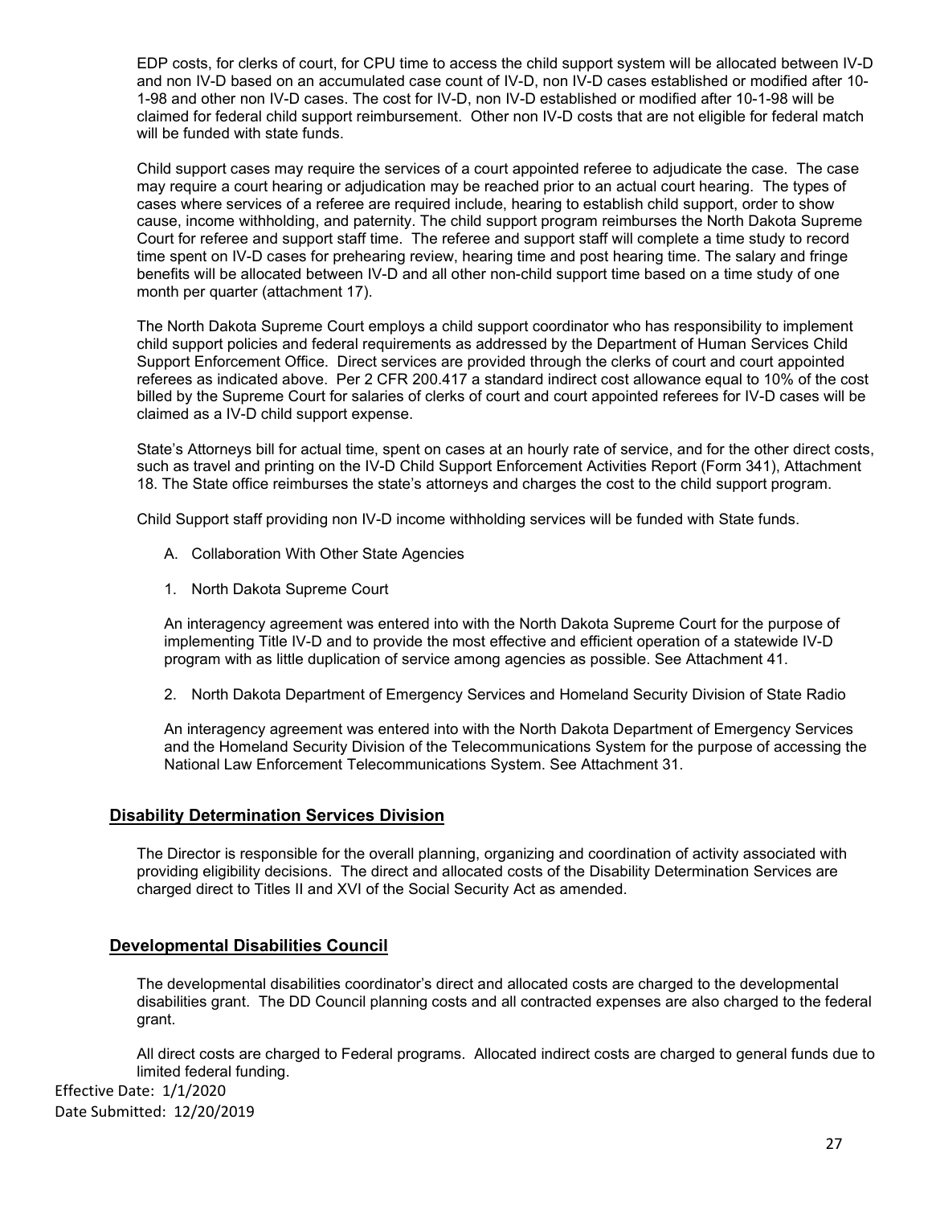EDP costs, for clerks of court, for CPU time to access the child support system will be allocated between IV-D and non IV-D based on an accumulated case count of IV-D, non IV-D cases established or modified after 10-1-98 and other non IV-D cases. The cost for IV-D, non IV-D established or modified after 10-1-98 will be claimed for federal child support reimbursement. Other non IV-D costs that are not eligible for federal match will be funded with state funds.

Child support cases may require the services of a court appointed referee to adjudicate the case. The case may require a court hearing or adjudication may be reached prior to an actual court hearing. The types of cases where services of a referee are required include, hearing to establish child support, order to show cause, income withholding, and paternity. The child support program reimburses the North Dakota Supreme Court for referee and support staff time. The referee and support staff will complete a time study to record time spent on IV-D cases for prehearing review, hearing time and post hearing time. The salary and fringe benefits will be allocated between IV-D and all other non-child support time based on a time study of one month per quarter (attachment 17).

The North Dakota Supreme Court employs a child support coordinator who has responsibility to implement child support policies and federal requirements as addressed by the Department of Human Services Child Support Enforcement Office. Direct services are provided through the clerks of court and court appointed referees as indicated above. Per 2 CFR 200.417 a standard indirect cost allowance equal to 10% of the cost billed by the Supreme Court for salaries of clerks of court and court appointed referees for IV-D cases will be claimed as a IV-D child support expense.

State's Attorneys bill for actual time, spent on cases at an hourly rate of service, and for the other direct costs, such as travel and printing on the IV-D Child Support Enforcement Activities Report (Form 341), Attachment 18. The State office reimburses the state's attorneys and charges the cost to the child support program.

Child Support staff providing non IV-D income withholding services will be funded with State funds.

A. Collaboration With Other State Agencies

1. North Dakota Supreme Court

An interagency agreement was entered into with the North Dakota Supreme Court for the purpose of implementing Title IV-D and to provide the most effective and efficient operation of a statewide IV-D program with as little duplication of service among agencies as possible. See Attachment 41.

2. North Dakota Department of Emergency Services and Homeland Security Division of State Radio

An interagency agreement was entered into with the North Dakota Department of Emergency Services and the Homeland Security Division of the Telecommunications System for the purpose of accessing the National Law Enforcement Telecommunications System. See Attachment 31.

## Disability Determination Services Division

The Director is responsible for the overall planning, organizing and coordination of activity associated with providing eligibility decisions. The direct and allocated costs of the Disability Determination Services are charged direct to Titles II and XVI of the Social Security Act as amended.

## Developmental Disabilities Council

The developmental disabilities coordinator's direct and allocated costs are charged to the developmental disabilities grant. The DD Council planning costs and all contracted expenses are also charged to the federal grant.

All direct costs are charged to Federal programs. Allocated indirect costs are charged to general funds due to limited federal funding.

Effective Date: 1/1/2020
Date Submitted: 12/20/2019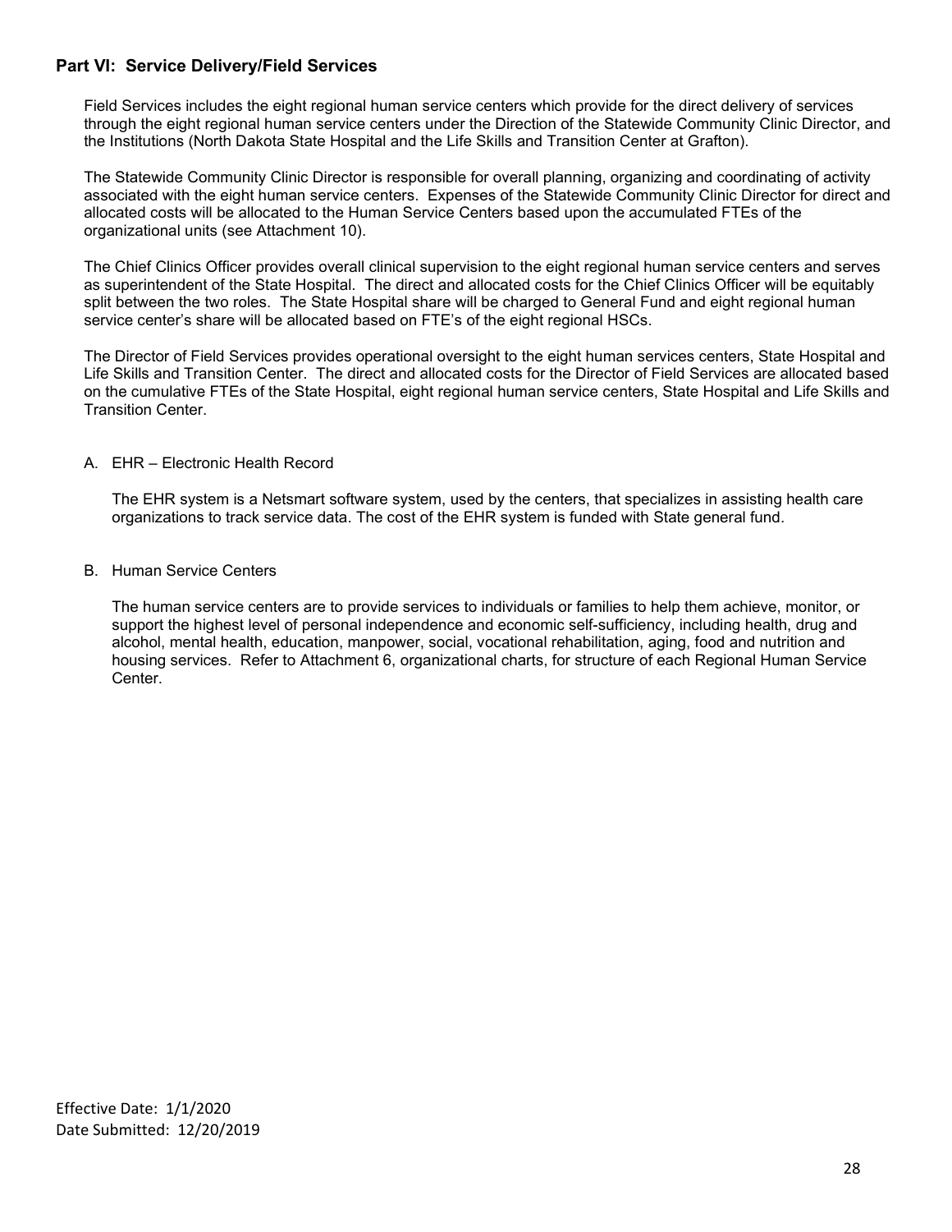## Part VI: Service Delivery/Field Services

Field Services includes the eight regional human service centers which provide for the direct delivery of services through the eight regional human service centers under the Direction of the Statewide Community Clinic Director, and the Institutions (North Dakota State Hospital and the Life Skills and Transition Center at Grafton).

The Statewide Community Clinic Director is responsible for overall planning, organizing and coordinating of activity associated with the eight human service centers. Expenses of the Statewide Community Clinic Director for direct and allocated costs will be allocated to the Human Service Centers based upon the accumulated FTEs of the organizational units (see Attachment 10).

The Chief Clinics Officer provides overall clinical supervision to the eight regional human service centers and serves as superintendent of the State Hospital. The direct and allocated costs for the Chief Clinics Officer will be equitably split between the two roles. The State Hospital share will be charged to General Fund and eight regional human service center's share will be allocated based on FTE's of the eight regional HSCs.

The Director of Field Services provides operational oversight to the eight human services centers, State Hospital and Life Skills and Transition Center. The direct and allocated costs for the Director of Field Services are allocated based on the cumulative FTEs of the State Hospital, eight regional human service centers, State Hospital and Life Skills and Transition Center.

A. EHR – Electronic Health Record

   The EHR system is a Netsmart software system, used by the centers, that specializes in assisting health care organizations to track service data. The cost of the EHR system is funded with State general fund.

B. Human Service Centers

   The human service centers are to provide services to individuals or families to help them achieve, monitor, or support the highest level of personal independence and economic self-sufficiency, including health, drug and alcohol, mental health, education, manpower, social, vocational rehabilitation, aging, food and nutrition and housing services. Refer to Attachment 6, organizational charts, for structure of each Regional Human Service Center.

Effective Date: 1/1/2020
Date Submitted: 12/20/2019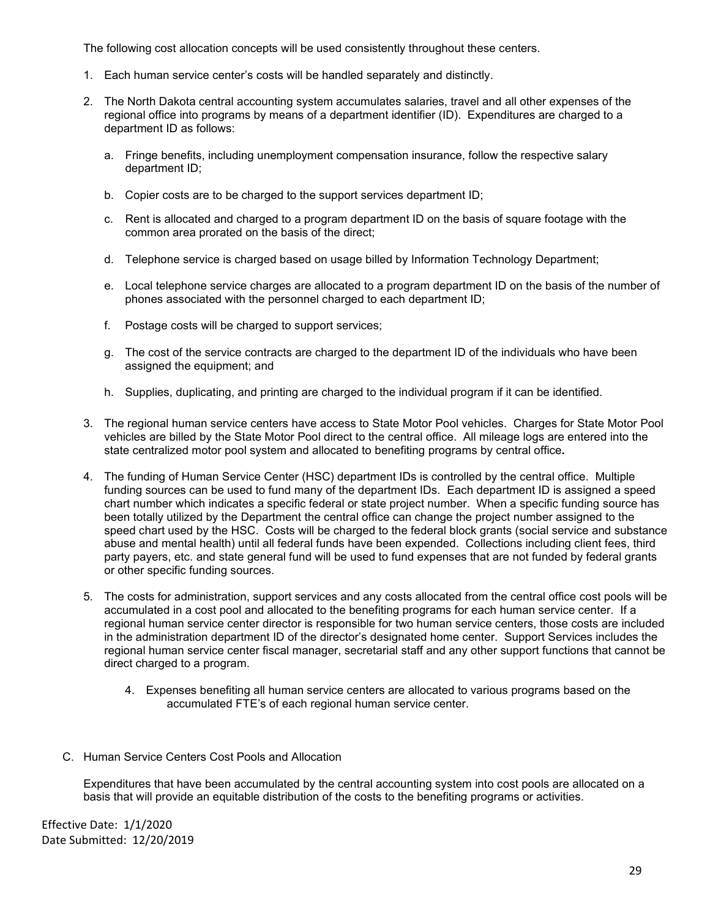The following cost allocation concepts will be used consistently throughout these centers.

1. Each human service center's costs will be handled separately and distinctly.

2. The North Dakota central accounting system accumulates salaries, travel and all other expenses of the regional office into programs by means of a department identifier (ID). Expenditures are charged to a department ID as follows:

   a. Fringe benefits, including unemployment compensation insurance, follow the respective salary department ID;

   b. Copier costs are to be charged to the support services department ID;

   c. Rent is allocated and charged to a program department ID on the basis of square footage with the common area prorated on the basis of the direct;

   d. Telephone service is charged based on usage billed by Information Technology Department;

   e. Local telephone service charges are allocated to a program department ID on the basis of the number of phones associated with the personnel charged to each department ID;

   f. Postage costs will be charged to support services;

   g. The cost of the service contracts are charged to the department ID of the individuals who have been assigned the equipment; and

   h. Supplies, duplicating, and printing are charged to the individual program if it can be identified.

3. The regional human service centers have access to State Motor Pool vehicles. Charges for State Motor Pool vehicles are billed by the State Motor Pool direct to the central office. All mileage logs are entered into the state centralized motor pool system and allocated to benefiting programs by central office**.**

4. The funding of Human Service Center (HSC) department IDs is controlled by the central office. Multiple funding sources can be used to fund many of the department IDs. Each department ID is assigned a speed chart number which indicates a specific federal or state project number. When a specific funding source has been totally utilized by the Department the central office can change the project number assigned to the speed chart used by the HSC. Costs will be charged to the federal block grants (social service and substance abuse and mental health) until all federal funds have been expended. Collections including client fees, third party payers, etc. and state general fund will be used to fund expenses that are not funded by federal grants or other specific funding sources.

5. The costs for administration, support services and any costs allocated from the central office cost pools will be accumulated in a cost pool and allocated to the benefiting programs for each human service center. If a regional human service center director is responsible for two human service centers, those costs are included in the administration department ID of the director's designated home center. Support Services includes the regional human service center fiscal manager, secretarial staff and any other support functions that cannot be direct charged to a program.

   4. Expenses benefiting all human service centers are allocated to various programs based on the accumulated FTE's of each regional human service center.

C. Human Service Centers Cost Pools and Allocation

Expenditures that have been accumulated by the central accounting system into cost pools are allocated on a basis that will provide an equitable distribution of the costs to the benefiting programs or activities.

Effective Date: 1/1/2020
Date Submitted: 12/20/2019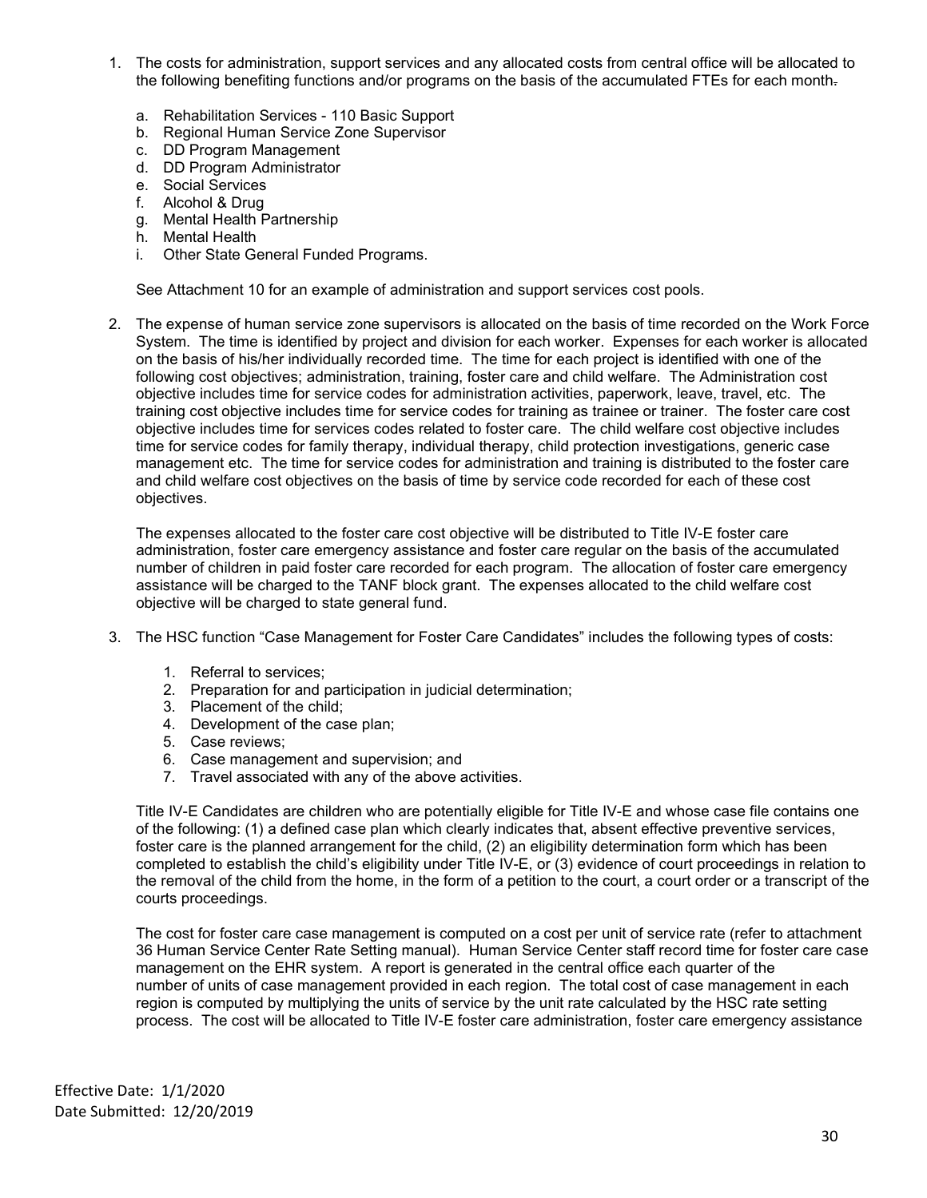1. The costs for administration, support services and any allocated costs from central office will be allocated to the following benefiting functions and/or programs on the basis of the accumulated FTEs for each month.

   a. Rehabilitation Services - 110 Basic Support
   b. Regional Human Service Zone Supervisor
   c. DD Program Management
   d. DD Program Administrator
   e. Social Services
   f. Alcohol & Drug
   g. Mental Health Partnership
   h. Mental Health
   i. Other State General Funded Programs.

   See Attachment 10 for an example of administration and support services cost pools.

2. The expense of human service zone supervisors is allocated on the basis of time recorded on the Work Force System. The time is identified by project and division for each worker. Expenses for each worker is allocated on the basis of his/her individually recorded time. The time for each project is identified with one of the following cost objectives; administration, training, foster care and child welfare. The Administration cost objective includes time for service codes for administration activities, paperwork, leave, travel, etc. The training cost objective includes time for service codes for training as trainee or trainer. The foster care cost objective includes time for services codes related to foster care. The child welfare cost objective includes time for service codes for family therapy, individual therapy, child protection investigations, generic case management etc. The time for service codes for administration and training is distributed to the foster care and child welfare cost objectives on the basis of time by service code recorded for each of these cost objectives.

   The expenses allocated to the foster care cost objective will be distributed to Title IV-E foster care administration, foster care emergency assistance and foster care regular on the basis of the accumulated number of children in paid foster care recorded for each program. The allocation of foster care emergency assistance will be charged to the TANF block grant. The expenses allocated to the child welfare cost objective will be charged to state general fund.

3. The HSC function "Case Management for Foster Care Candidates" includes the following types of costs:

   1. Referral to services;
   2. Preparation for and participation in judicial determination;
   3. Placement of the child;
   4. Development of the case plan;
   5. Case reviews;
   6. Case management and supervision; and
   7. Travel associated with any of the above activities.

   Title IV-E Candidates are children who are potentially eligible for Title IV-E and whose case file contains one of the following: (1) a defined case plan which clearly indicates that, absent effective preventive services, foster care is the planned arrangement for the child, (2) an eligibility determination form which has been completed to establish the child's eligibility under Title IV-E, or (3) evidence of court proceedings in relation to the removal of the child from the home, in the form of a petition to the court, a court order or a transcript of the courts proceedings.

   The cost for foster care case management is computed on a cost per unit of service rate (refer to attachment 36 Human Service Center Rate Setting manual). Human Service Center staff record time for foster care case management on the EHR system. A report is generated in the central office each quarter of the number of units of case management provided in each region. The total cost of case management in each region is computed by multiplying the units of service by the unit rate calculated by the HSC rate setting process. The cost will be allocated to Title IV-E foster care administration, foster care emergency assistance

Effective Date: 1/1/2020
Date Submitted: 12/20/2019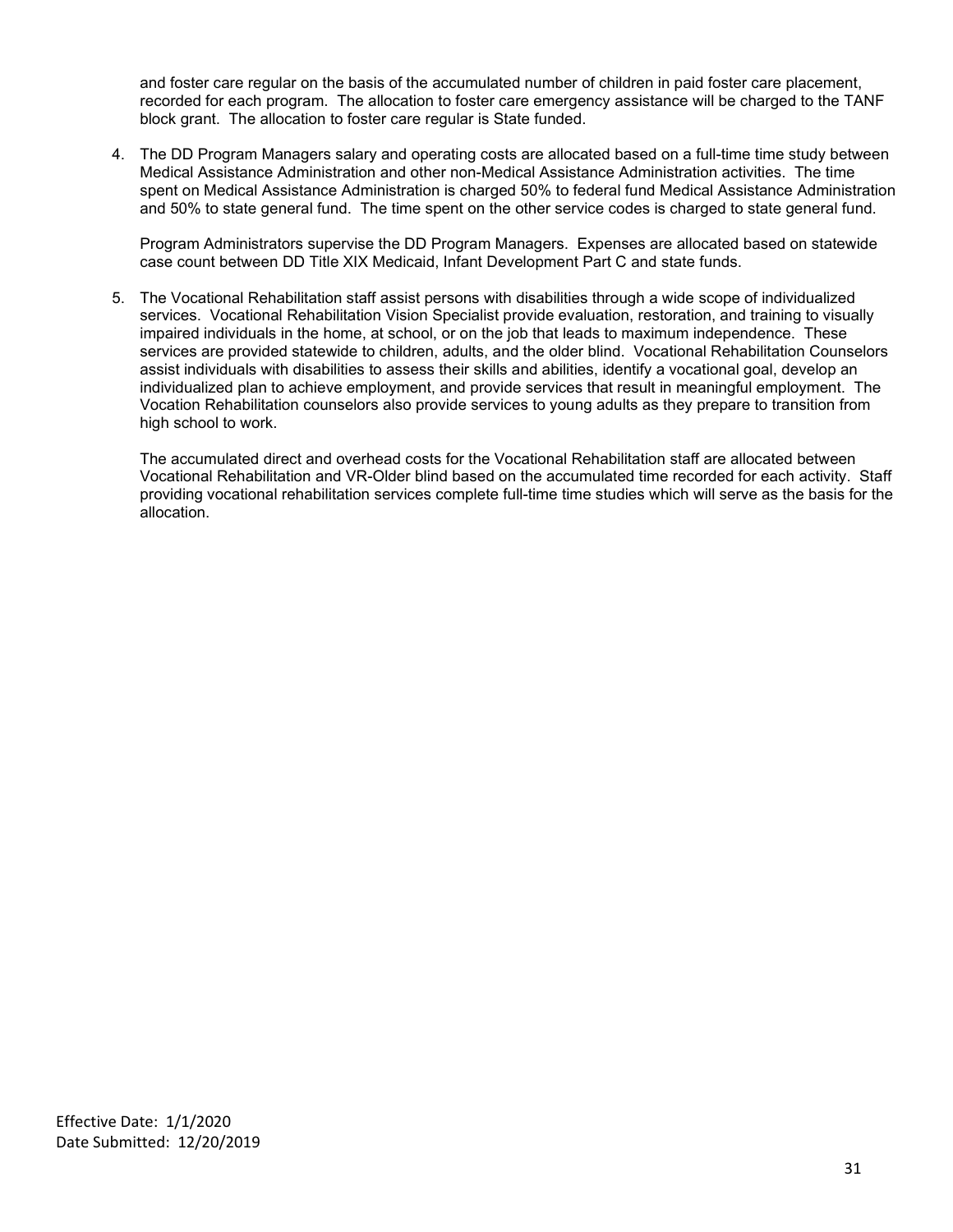and foster care regular on the basis of the accumulated number of children in paid foster care placement, recorded for each program. The allocation to foster care emergency assistance will be charged to the TANF block grant. The allocation to foster care regular is State funded.

4. The DD Program Managers salary and operating costs are allocated based on a full-time time study between Medical Assistance Administration and other non-Medical Assistance Administration activities. The time spent on Medical Assistance Administration is charged 50% to federal fund Medical Assistance Administration and 50% to state general fund. The time spent on the other service codes is charged to state general fund.

   Program Administrators supervise the DD Program Managers. Expenses are allocated based on statewide case count between DD Title XIX Medicaid, Infant Development Part C and state funds.

5. The Vocational Rehabilitation staff assist persons with disabilities through a wide scope of individualized services. Vocational Rehabilitation Vision Specialist provide evaluation, restoration, and training to visually impaired individuals in the home, at school, or on the job that leads to maximum independence. These services are provided statewide to children, adults, and the older blind. Vocational Rehabilitation Counselors assist individuals with disabilities to assess their skills and abilities, identify a vocational goal, develop an individualized plan to achieve employment, and provide services that result in meaningful employment. The Vocation Rehabilitation counselors also provide services to young adults as they prepare to transition from high school to work.

   The accumulated direct and overhead costs for the Vocational Rehabilitation staff are allocated between Vocational Rehabilitation and VR-Older blind based on the accumulated time recorded for each activity. Staff providing vocational rehabilitation services complete full-time time studies which will serve as the basis for the allocation.

Effective Date: 1/1/2020
Date Submitted: 12/20/2019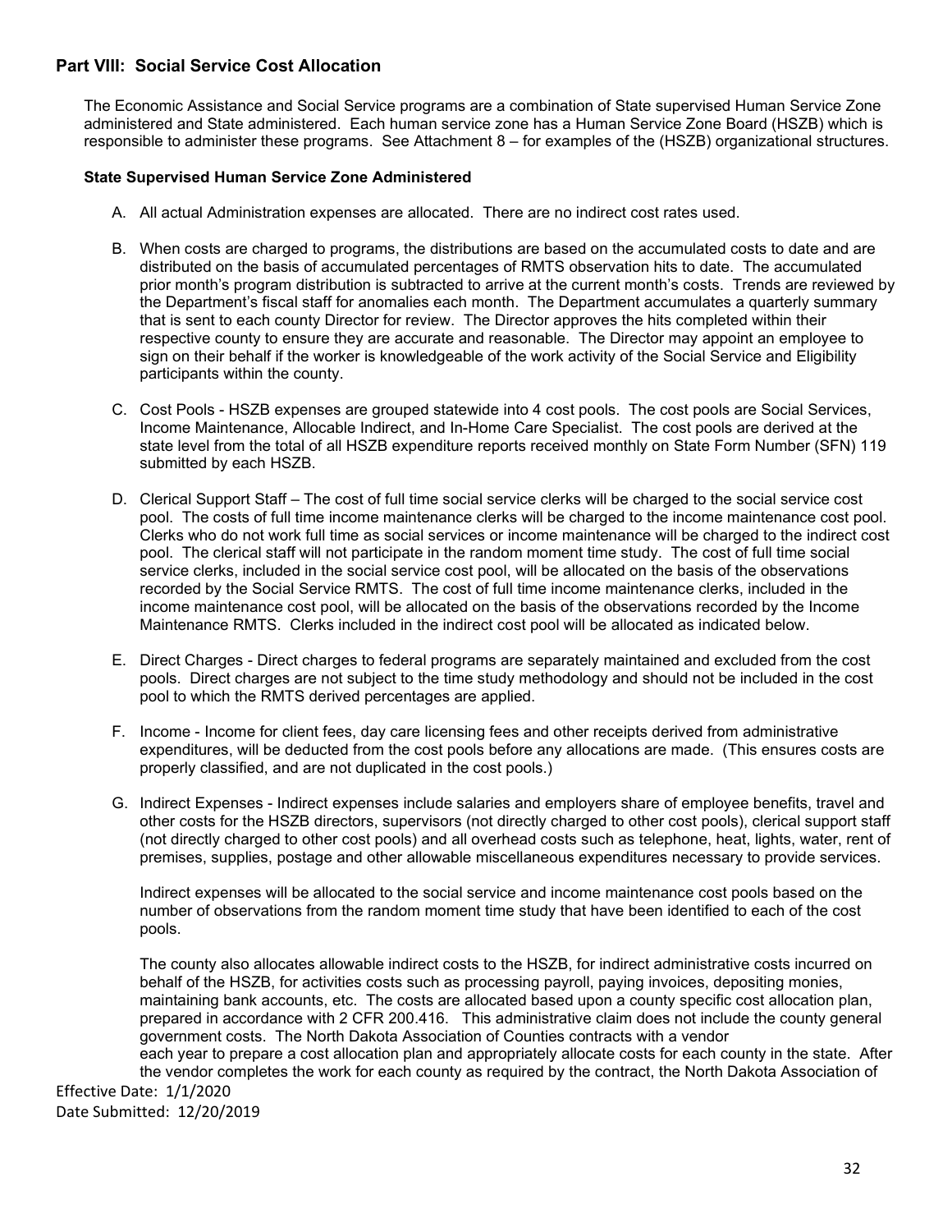## Part VIII: Social Service Cost Allocation

The Economic Assistance and Social Service programs are a combination of State supervised Human Service Zone administered and State administered. Each human service zone has a Human Service Zone Board (HSZB) which is responsible to administer these programs. See Attachment 8 – for examples of the (HSZB) organizational structures.

### State Supervised Human Service Zone Administered

A. All actual Administration expenses are allocated. There are no indirect cost rates used.

B. When costs are charged to programs, the distributions are based on the accumulated costs to date and are distributed on the basis of accumulated percentages of RMTS observation hits to date. The accumulated prior month's program distribution is subtracted to arrive at the current month's costs. Trends are reviewed by the Department's fiscal staff for anomalies each month. The Department accumulates a quarterly summary that is sent to each county Director for review. The Director approves the hits completed within their respective county to ensure they are accurate and reasonable. The Director may appoint an employee to sign on their behalf if the worker is knowledgeable of the work activity of the Social Service and Eligibility participants within the county.

C. Cost Pools - HSZB expenses are grouped statewide into 4 cost pools. The cost pools are Social Services, Income Maintenance, Allocable Indirect, and In-Home Care Specialist. The cost pools are derived at the state level from the total of all HSZB expenditure reports received monthly on State Form Number (SFN) 119 submitted by each HSZB.

D. Clerical Support Staff – The cost of full time social service clerks will be charged to the social service cost pool. The costs of full time income maintenance clerks will be charged to the income maintenance cost pool. Clerks who do not work full time as social services or income maintenance will be charged to the indirect cost pool. The clerical staff will not participate in the random moment time study. The cost of full time social service clerks, included in the social service cost pool, will be allocated on the basis of the observations recorded by the Social Service RMTS. The cost of full time income maintenance clerks, included in the income maintenance cost pool, will be allocated on the basis of the observations recorded by the Income Maintenance RMTS. Clerks included in the indirect cost pool will be allocated as indicated below.

E. Direct Charges - Direct charges to federal programs are separately maintained and excluded from the cost pools. Direct charges are not subject to the time study methodology and should not be included in the cost pool to which the RMTS derived percentages are applied.

F. Income - Income for client fees, day care licensing fees and other receipts derived from administrative expenditures, will be deducted from the cost pools before any allocations are made. (This ensures costs are properly classified, and are not duplicated in the cost pools.)

G. Indirect Expenses - Indirect expenses include salaries and employers share of employee benefits, travel and other costs for the HSZB directors, supervisors (not directly charged to other cost pools), clerical support staff (not directly charged to other cost pools) and all overhead costs such as telephone, heat, lights, water, rent of premises, supplies, postage and other allowable miscellaneous expenditures necessary to provide services.

   Indirect expenses will be allocated to the social service and income maintenance cost pools based on the number of observations from the random moment time study that have been identified to each of the cost pools.

   The county also allocates allowable indirect costs to the HSZB, for indirect administrative costs incurred on behalf of the HSZB, for activities costs such as processing payroll, paying invoices, depositing monies, maintaining bank accounts, etc. The costs are allocated based upon a county specific cost allocation plan, prepared in accordance with 2 CFR 200.416. This administrative claim does not include the county general government costs. The North Dakota Association of Counties contracts with a vendor each year to prepare a cost allocation plan and appropriately allocate costs for each county in the state. After the vendor completes the work for each county as required by the contract, the North Dakota Association of

Effective Date: 1/1/2020
Date Submitted: 12/20/2019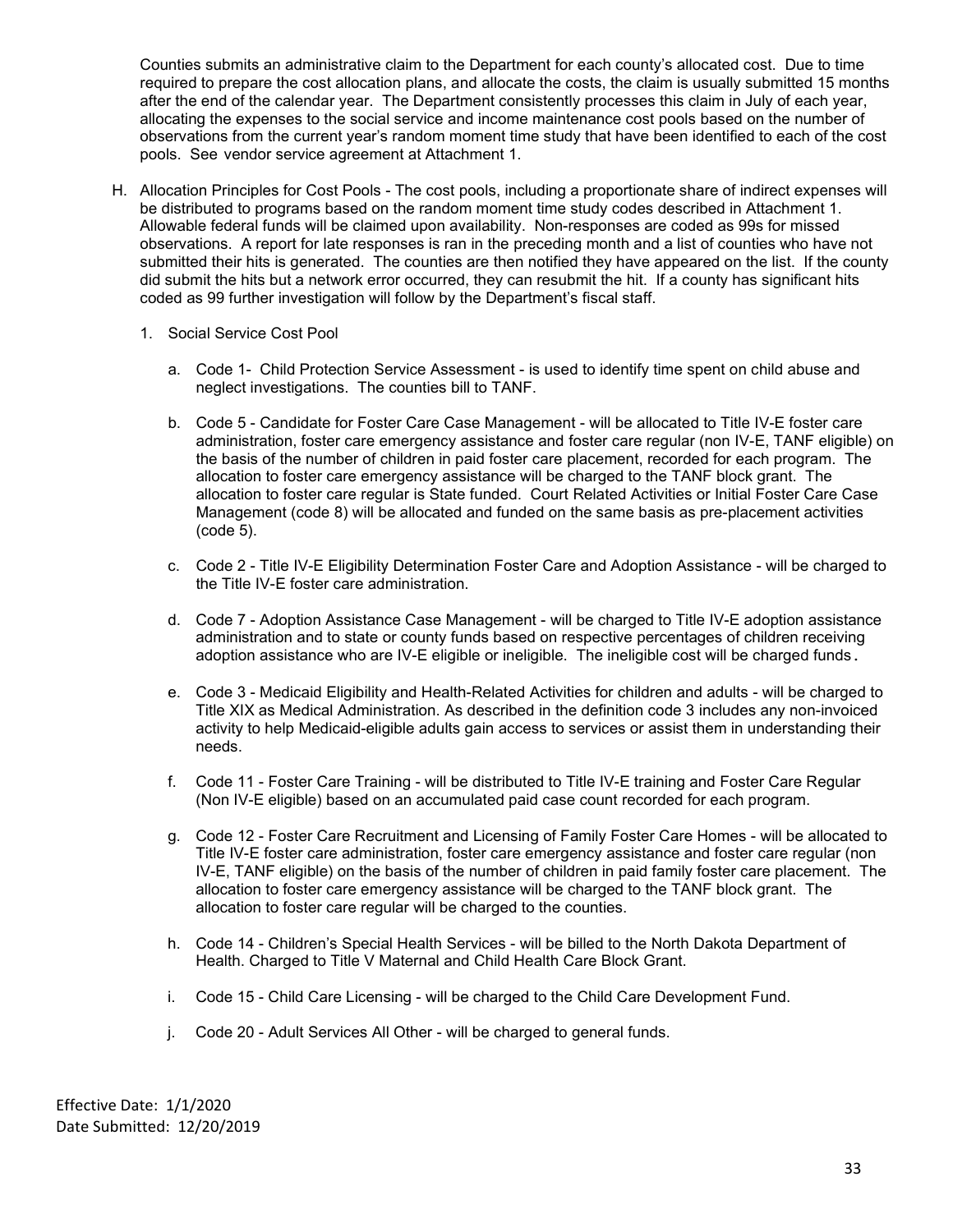Counties submits an administrative claim to the Department for each county's allocated cost. Due to time required to prepare the cost allocation plans, and allocate the costs, the claim is usually submitted 15 months after the end of the calendar year. The Department consistently processes this claim in July of each year, allocating the expenses to the social service and income maintenance cost pools based on the number of observations from the current year's random moment time study that have been identified to each of the cost pools. See vendor service agreement at Attachment 1.

H. Allocation Principles for Cost Pools - The cost pools, including a proportionate share of indirect expenses will be distributed to programs based on the random moment time study codes described in Attachment 1. Allowable federal funds will be claimed upon availability. Non-responses are coded as 99s for missed observations. A report for late responses is ran in the preceding month and a list of counties who have not submitted their hits is generated. The counties are then notified they have appeared on the list. If the county did submit the hits but a network error occurred, they can resubmit the hit. If a county has significant hits coded as 99 further investigation will follow by the Department's fiscal staff.

1. Social Service Cost Pool

   a. Code 1- Child Protection Service Assessment - is used to identify time spent on child abuse and neglect investigations. The counties bill to TANF.

   b. Code 5 - Candidate for Foster Care Case Management - will be allocated to Title IV-E foster care administration, foster care emergency assistance and foster care regular (non IV-E, TANF eligible) on the basis of the number of children in paid foster care placement, recorded for each program. The allocation to foster care emergency assistance will be charged to the TANF block grant. The allocation to foster care regular is State funded. Court Related Activities or Initial Foster Care Case Management (code 8) will be allocated and funded on the same basis as pre-placement activities (code 5).

   c. Code 2 - Title IV-E Eligibility Determination Foster Care and Adoption Assistance - will be charged to the Title IV-E foster care administration.

   d. Code 7 - Adoption Assistance Case Management - will be charged to Title IV-E adoption assistance administration and to state or county funds based on respective percentages of children receiving adoption assistance who are IV-E eligible or ineligible. The ineligible cost will be charged funds.

   e. Code 3 - Medicaid Eligibility and Health-Related Activities for children and adults - will be charged to Title XIX as Medical Administration. As described in the definition code 3 includes any non-invoiced activity to help Medicaid-eligible adults gain access to services or assist them in understanding their needs.

   f. Code 11 - Foster Care Training - will be distributed to Title IV-E training and Foster Care Regular (Non IV-E eligible) based on an accumulated paid case count recorded for each program.

   g. Code 12 - Foster Care Recruitment and Licensing of Family Foster Care Homes - will be allocated to Title IV-E foster care administration, foster care emergency assistance and foster care regular (non IV-E, TANF eligible) on the basis of the number of children in paid family foster care placement. The allocation to foster care emergency assistance will be charged to the TANF block grant. The allocation to foster care regular will be charged to the counties.

   h. Code 14 - Children's Special Health Services - will be billed to the North Dakota Department of Health. Charged to Title V Maternal and Child Health Care Block Grant.

   i. Code 15 - Child Care Licensing - will be charged to the Child Care Development Fund.

   j. Code 20 - Adult Services All Other - will be charged to general funds.

Effective Date: 1/1/2020
Date Submitted: 12/20/2019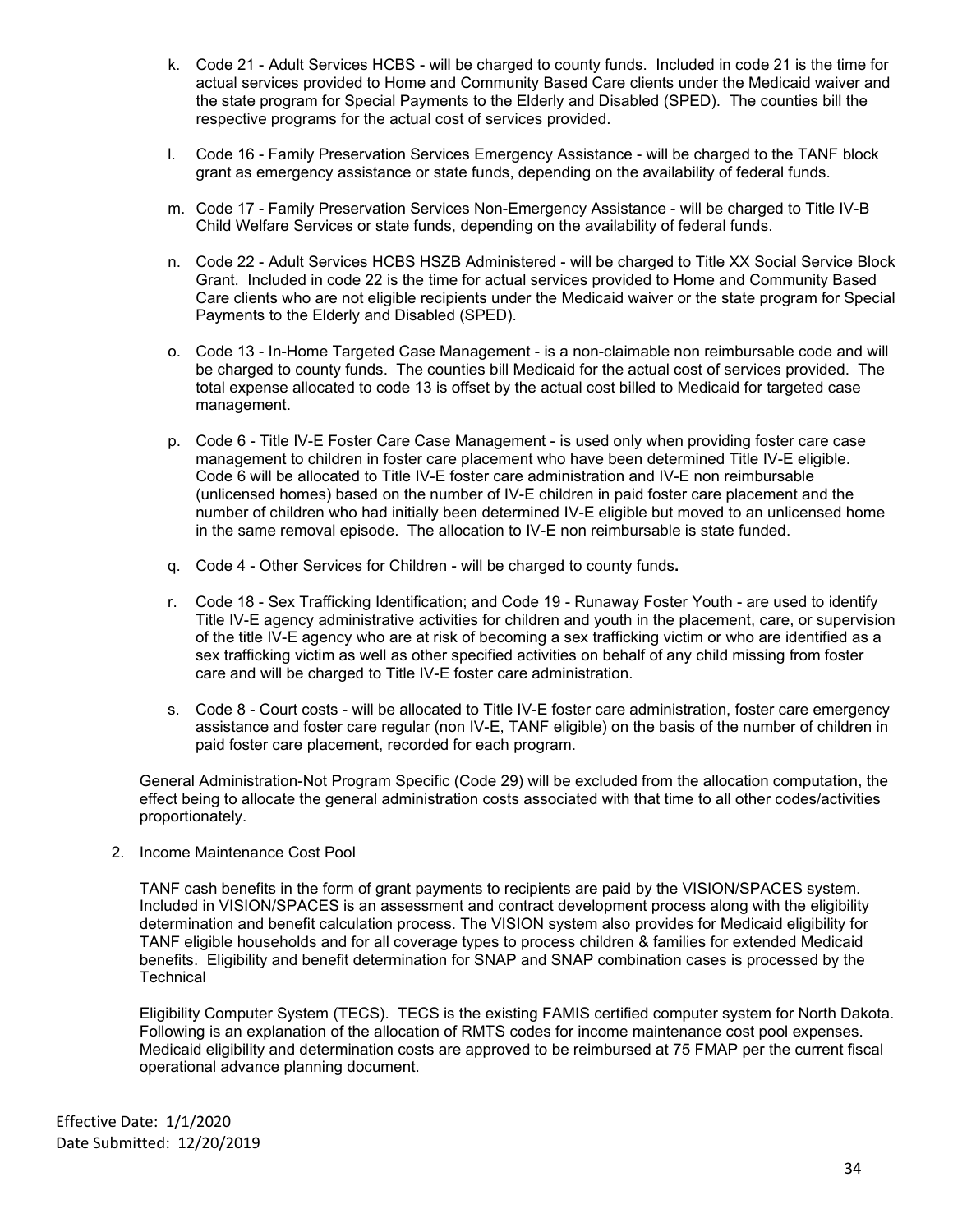k. Code 21 - Adult Services HCBS - will be charged to county funds. Included in code 21 is the time for actual services provided to Home and Community Based Care clients under the Medicaid waiver and the state program for Special Payments to the Elderly and Disabled (SPED). The counties bill the respective programs for the actual cost of services provided.

l. Code 16 - Family Preservation Services Emergency Assistance - will be charged to the TANF block grant as emergency assistance or state funds, depending on the availability of federal funds.

m. Code 17 - Family Preservation Services Non-Emergency Assistance - will be charged to Title IV-B Child Welfare Services or state funds, depending on the availability of federal funds.

n. Code 22 - Adult Services HCBS HSZB Administered - will be charged to Title XX Social Service Block Grant. Included in code 22 is the time for actual services provided to Home and Community Based Care clients who are not eligible recipients under the Medicaid waiver or the state program for Special Payments to the Elderly and Disabled (SPED).

o. Code 13 - In-Home Targeted Case Management - is a non-claimable non reimbursable code and will be charged to county funds. The counties bill Medicaid for the actual cost of services provided. The total expense allocated to code 13 is offset by the actual cost billed to Medicaid for targeted case management.

p. Code 6 - Title IV-E Foster Care Case Management - is used only when providing foster care case management to children in foster care placement who have been determined Title IV-E eligible. Code 6 will be allocated to Title IV-E foster care administration and IV-E non reimbursable (unlicensed homes) based on the number of IV-E children in paid foster care placement and the number of children who had initially been determined IV-E eligible but moved to an unlicensed home in the same removal episode. The allocation to IV-E non reimbursable is state funded.

q. Code 4 - Other Services for Children - will be charged to county funds**.**

r. Code 18 - Sex Trafficking Identification; and Code 19 - Runaway Foster Youth - are used to identify Title IV-E agency administrative activities for children and youth in the placement, care, or supervision of the title IV-E agency who are at risk of becoming a sex trafficking victim or who are identified as a sex trafficking victim as well as other specified activities on behalf of any child missing from foster care and will be charged to Title IV-E foster care administration.

s. Code 8 - Court costs - will be allocated to Title IV-E foster care administration, foster care emergency assistance and foster care regular (non IV-E, TANF eligible) on the basis of the number of children in paid foster care placement, recorded for each program.

General Administration-Not Program Specific (Code 29) will be excluded from the allocation computation, the effect being to allocate the general administration costs associated with that time to all other codes/activities proportionately.

2. Income Maintenance Cost Pool

TANF cash benefits in the form of grant payments to recipients are paid by the VISION/SPACES system. Included in VISION/SPACES is an assessment and contract development process along with the eligibility determination and benefit calculation process. The VISION system also provides for Medicaid eligibility for TANF eligible households and for all coverage types to process children & families for extended Medicaid benefits. Eligibility and benefit determination for SNAP and SNAP combination cases is processed by the Technical

Eligibility Computer System (TECS). TECS is the existing FAMIS certified computer system for North Dakota. Following is an explanation of the allocation of RMTS codes for income maintenance cost pool expenses. Medicaid eligibility and determination costs are approved to be reimbursed at 75 FMAP per the current fiscal operational advance planning document.

Effective Date: 1/1/2020
Date Submitted: 12/20/2019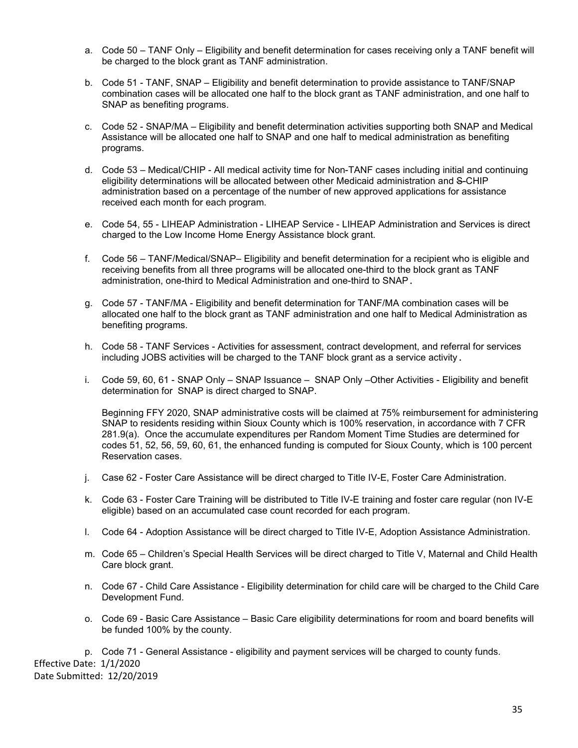a. Code 50 – TANF Only – Eligibility and benefit determination for cases receiving only a TANF benefit will be charged to the block grant as TANF administration.

b. Code 51 - TANF, SNAP – Eligibility and benefit determination to provide assistance to TANF/SNAP combination cases will be allocated one half to the block grant as TANF administration, and one half to SNAP as benefiting programs.

c. Code 52 - SNAP/MA – Eligibility and benefit determination activities supporting both SNAP and Medical Assistance will be allocated one half to SNAP and one half to medical administration as benefiting programs.

d. Code 53 – Medical/CHIP - All medical activity time for Non-TANF cases including initial and continuing eligibility determinations will be allocated between other Medicaid administration and ~~S-~~CHIP administration based on a percentage of the number of new approved applications for assistance received each month for each program.

e. Code 54, 55 - LIHEAP Administration - LIHEAP Service - LIHEAP Administration and Services is direct charged to the Low Income Home Energy Assistance block grant.

f. Code 56 – TANF/Medical/SNAP– Eligibility and benefit determination for a recipient who is eligible and receiving benefits from all three programs will be allocated one-third to the block grant as TANF administration, one-third to Medical Administration and one-third to SNAP.

g. Code 57 - TANF/MA - Eligibility and benefit determination for TANF/MA combination cases will be allocated one half to the block grant as TANF administration and one half to Medical Administration as benefiting programs.

h. Code 58 - TANF Services - Activities for assessment, contract development, and referral for services including JOBS activities will be charged to the TANF block grant as a service activity.

i. Code 59, 60, 61 - SNAP Only – SNAP Issuance – SNAP Only –Other Activities - Eligibility and benefit determination for SNAP is direct charged to SNAP.

   Beginning FFY 2020, SNAP administrative costs will be claimed at 75% reimbursement for administering SNAP to residents residing within Sioux County which is 100% reservation, in accordance with 7 CFR 281.9(a). Once the accumulate expenditures per Random Moment Time Studies are determined for codes 51, 52, 56, 59, 60, 61, the enhanced funding is computed for Sioux County, which is 100 percent Reservation cases.

j. Case 62 - Foster Care Assistance will be direct charged to Title IV-E, Foster Care Administration.

k. Code 63 - Foster Care Training will be distributed to Title IV-E training and foster care regular (non IV-E eligible) based on an accumulated case count recorded for each program.

l. Code 64 - Adoption Assistance will be direct charged to Title IV-E, Adoption Assistance Administration.

m. Code 65 – Children's Special Health Services will be direct charged to Title V, Maternal and Child Health Care block grant.

n. Code 67 - Child Care Assistance - Eligibility determination for child care will be charged to the Child Care Development Fund.

o. Code 69 - Basic Care Assistance – Basic Care eligibility determinations for room and board benefits will be funded 100% by the county.

p. Code 71 - General Assistance - eligibility and payment services will be charged to county funds.

Effective Date: 1/1/2020
Date Submitted: 12/20/2019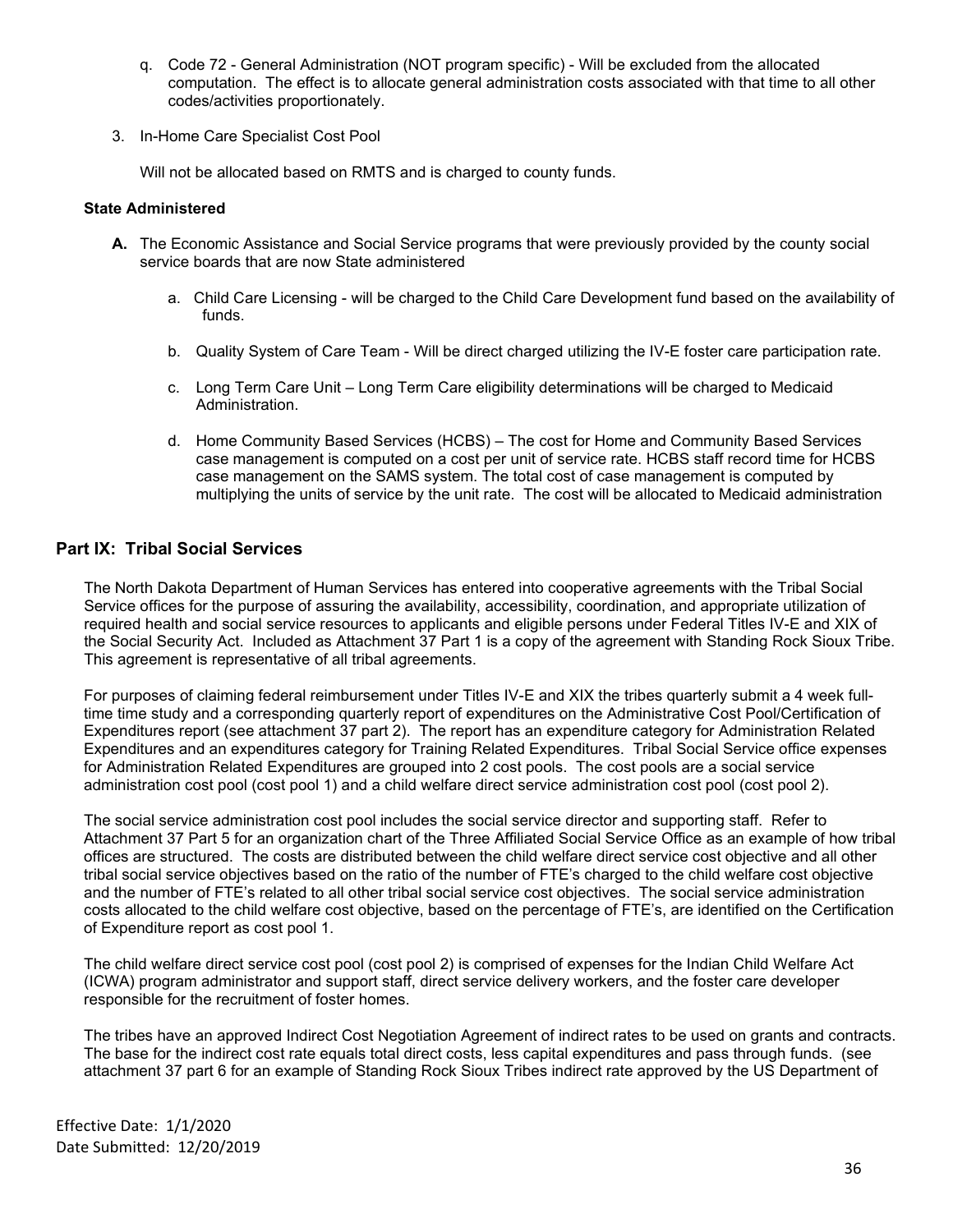q. Code 72 - General Administration (NOT program specific) - Will be excluded from the allocated computation. The effect is to allocate general administration costs associated with that time to all other codes/activities proportionately.

3. In-Home Care Specialist Cost Pool

   Will not be allocated based on RMTS and is charged to county funds.

**State Administered**

**A.** The Economic Assistance and Social Service programs that were previously provided by the county social service boards that are now State administered

   a. Child Care Licensing - will be charged to the Child Care Development fund based on the availability of funds.

   b. Quality System of Care Team - Will be direct charged utilizing the IV-E foster care participation rate.

   c. Long Term Care Unit – Long Term Care eligibility determinations will be charged to Medicaid Administration.

   d. Home Community Based Services (HCBS) – The cost for Home and Community Based Services case management is computed on a cost per unit of service rate. HCBS staff record time for HCBS case management on the SAMS system. The total cost of case management is computed by multiplying the units of service by the unit rate. The cost will be allocated to Medicaid administration

## Part IX: Tribal Social Services

The North Dakota Department of Human Services has entered into cooperative agreements with the Tribal Social Service offices for the purpose of assuring the availability, accessibility, coordination, and appropriate utilization of required health and social service resources to applicants and eligible persons under Federal Titles IV-E and XIX of the Social Security Act. Included as Attachment 37 Part 1 is a copy of the agreement with Standing Rock Sioux Tribe. This agreement is representative of all tribal agreements.

For purposes of claiming federal reimbursement under Titles IV-E and XIX the tribes quarterly submit a 4 week full-time time study and a corresponding quarterly report of expenditures on the Administrative Cost Pool/Certification of Expenditures report (see attachment 37 part 2). The report has an expenditure category for Administration Related Expenditures and an expenditures category for Training Related Expenditures. Tribal Social Service office expenses for Administration Related Expenditures are grouped into 2 cost pools. The cost pools are a social service administration cost pool (cost pool 1) and a child welfare direct service administration cost pool (cost pool 2).

The social service administration cost pool includes the social service director and supporting staff. Refer to Attachment 37 Part 5 for an organization chart of the Three Affiliated Social Service Office as an example of how tribal offices are structured. The costs are distributed between the child welfare direct service cost objective and all other tribal social service objectives based on the ratio of the number of FTE's charged to the child welfare cost objective and the number of FTE's related to all other tribal social service cost objectives. The social service administration costs allocated to the child welfare cost objective, based on the percentage of FTE's, are identified on the Certification of Expenditure report as cost pool 1.

The child welfare direct service cost pool (cost pool 2) is comprised of expenses for the Indian Child Welfare Act (ICWA) program administrator and support staff, direct service delivery workers, and the foster care developer responsible for the recruitment of foster homes.

The tribes have an approved Indirect Cost Negotiation Agreement of indirect rates to be used on grants and contracts. The base for the indirect cost rate equals total direct costs, less capital expenditures and pass through funds. (see attachment 37 part 6 for an example of Standing Rock Sioux Tribes indirect rate approved by the US Department of

Effective Date: 1/1/2020
Date Submitted: 12/20/2019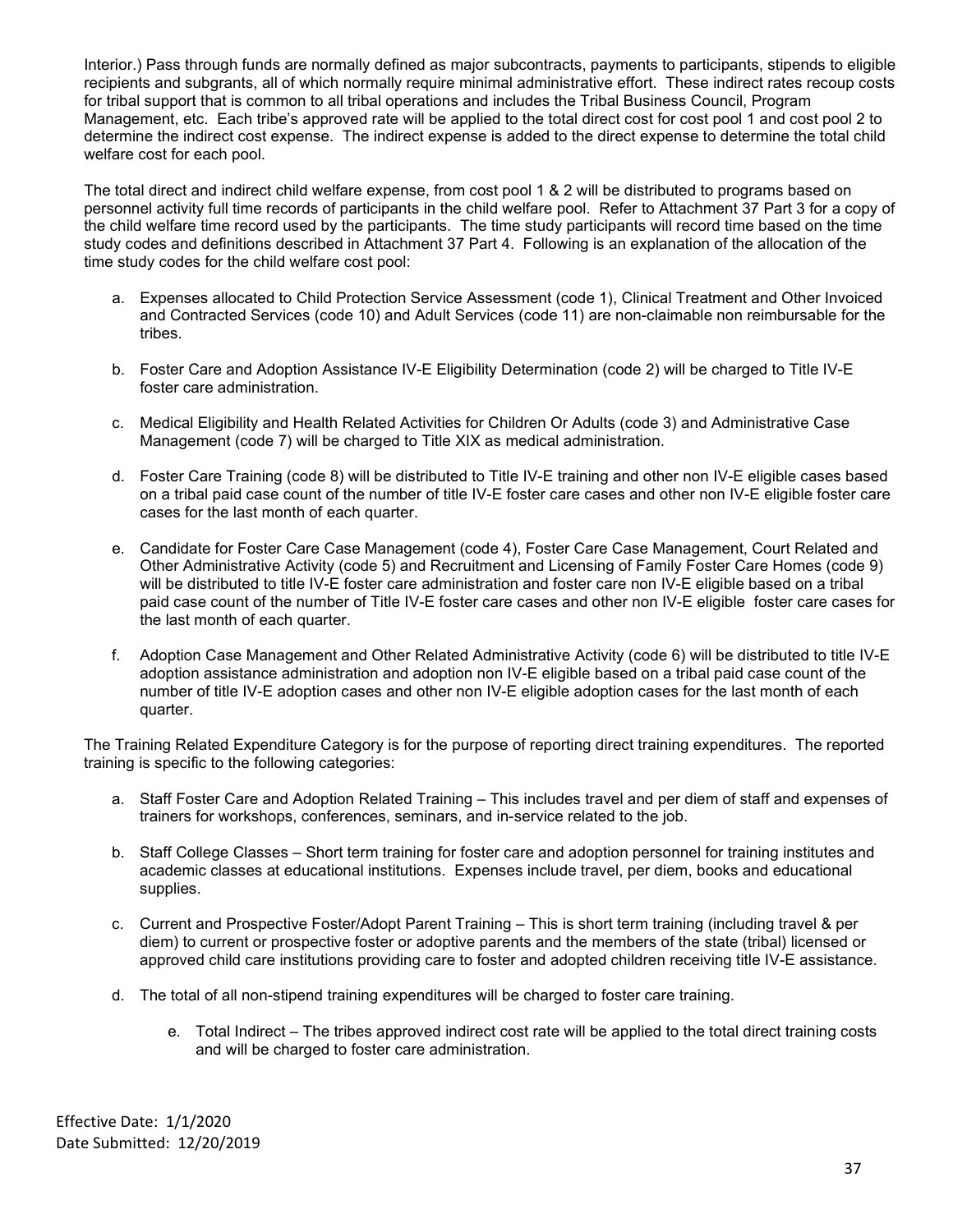Interior.) Pass through funds are normally defined as major subcontracts, payments to participants, stipends to eligible recipients and subgrants, all of which normally require minimal administrative effort. These indirect rates recoup costs for tribal support that is common to all tribal operations and includes the Tribal Business Council, Program Management, etc. Each tribe's approved rate will be applied to the total direct cost for cost pool 1 and cost pool 2 to determine the indirect cost expense. The indirect expense is added to the direct expense to determine the total child welfare cost for each pool.

The total direct and indirect child welfare expense, from cost pool 1 & 2 will be distributed to programs based on personnel activity full time records of participants in the child welfare pool. Refer to Attachment 37 Part 3 for a copy of the child welfare time record used by the participants. The time study participants will record time based on the time study codes and definitions described in Attachment 37 Part 4. Following is an explanation of the allocation of the time study codes for the child welfare cost pool:

a. Expenses allocated to Child Protection Service Assessment (code 1), Clinical Treatment and Other Invoiced and Contracted Services (code 10) and Adult Services (code 11) are non-claimable non reimbursable for the tribes.

b. Foster Care and Adoption Assistance IV-E Eligibility Determination (code 2) will be charged to Title IV-E foster care administration.

c. Medical Eligibility and Health Related Activities for Children Or Adults (code 3) and Administrative Case Management (code 7) will be charged to Title XIX as medical administration.

d. Foster Care Training (code 8) will be distributed to Title IV-E training and other non IV-E eligible cases based on a tribal paid case count of the number of title IV-E foster care cases and other non IV-E eligible foster care cases for the last month of each quarter.

e. Candidate for Foster Care Case Management (code 4), Foster Care Case Management, Court Related and Other Administrative Activity (code 5) and Recruitment and Licensing of Family Foster Care Homes (code 9) will be distributed to title IV-E foster care administration and foster care non IV-E eligible based on a tribal paid case count of the number of Title IV-E foster care cases and other non IV-E eligible foster care cases for the last month of each quarter.

f. Adoption Case Management and Other Related Administrative Activity (code 6) will be distributed to title IV-E adoption assistance administration and adoption non IV-E eligible based on a tribal paid case count of the number of title IV-E adoption cases and other non IV-E eligible adoption cases for the last month of each quarter.

The Training Related Expenditure Category is for the purpose of reporting direct training expenditures. The reported training is specific to the following categories:

a. Staff Foster Care and Adoption Related Training – This includes travel and per diem of staff and expenses of trainers for workshops, conferences, seminars, and in-service related to the job.

b. Staff College Classes – Short term training for foster care and adoption personnel for training institutes and academic classes at educational institutions. Expenses include travel, per diem, books and educational supplies.

c. Current and Prospective Foster/Adopt Parent Training – This is short term training (including travel & per diem) to current or prospective foster or adoptive parents and the members of the state (tribal) licensed or approved child care institutions providing care to foster and adopted children receiving title IV-E assistance.

d. The total of all non-stipend training expenditures will be charged to foster care training.

e. Total Indirect – The tribes approved indirect cost rate will be applied to the total direct training costs and will be charged to foster care administration.

Effective Date: 1/1/2020
Date Submitted: 12/20/2019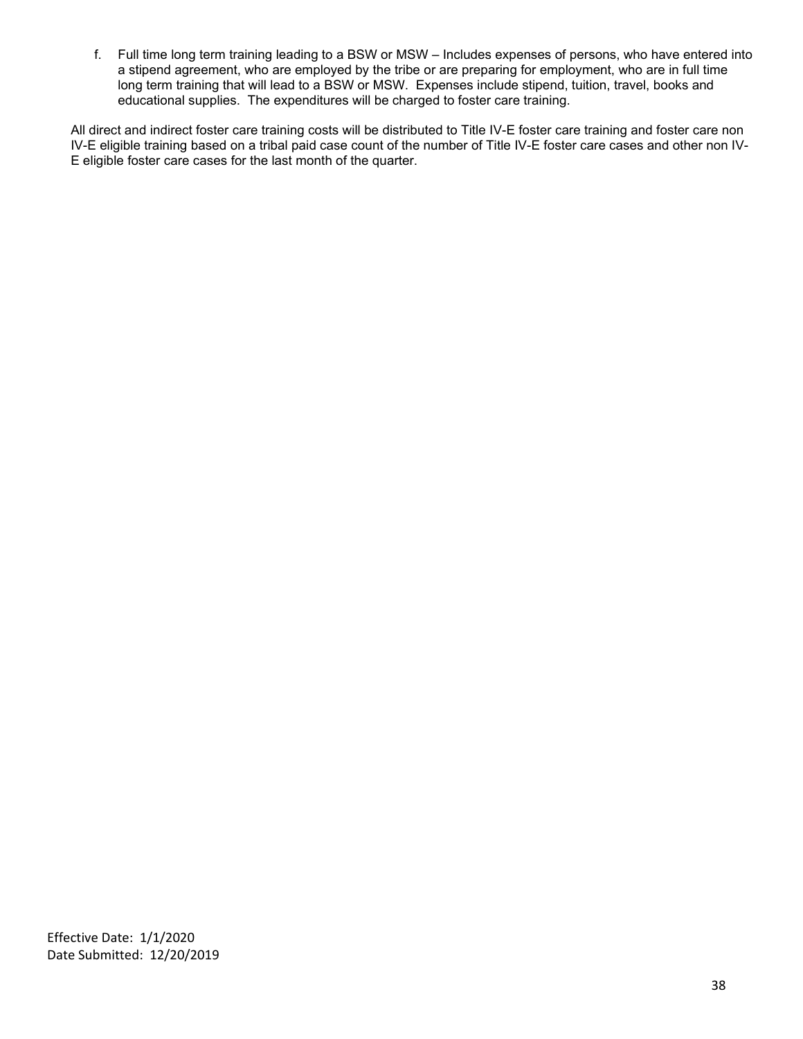f. Full time long term training leading to a BSW or MSW – Includes expenses of persons, who have entered into a stipend agreement, who are employed by the tribe or are preparing for employment, who are in full time long term training that will lead to a BSW or MSW. Expenses include stipend, tuition, travel, books and educational supplies. The expenditures will be charged to foster care training.

All direct and indirect foster care training costs will be distributed to Title IV-E foster care training and foster care non IV-E eligible training based on a tribal paid case count of the number of Title IV-E foster care cases and other non IV-E eligible foster care cases for the last month of the quarter.

Effective Date: 1/1/2020
Date Submitted: 12/20/2019